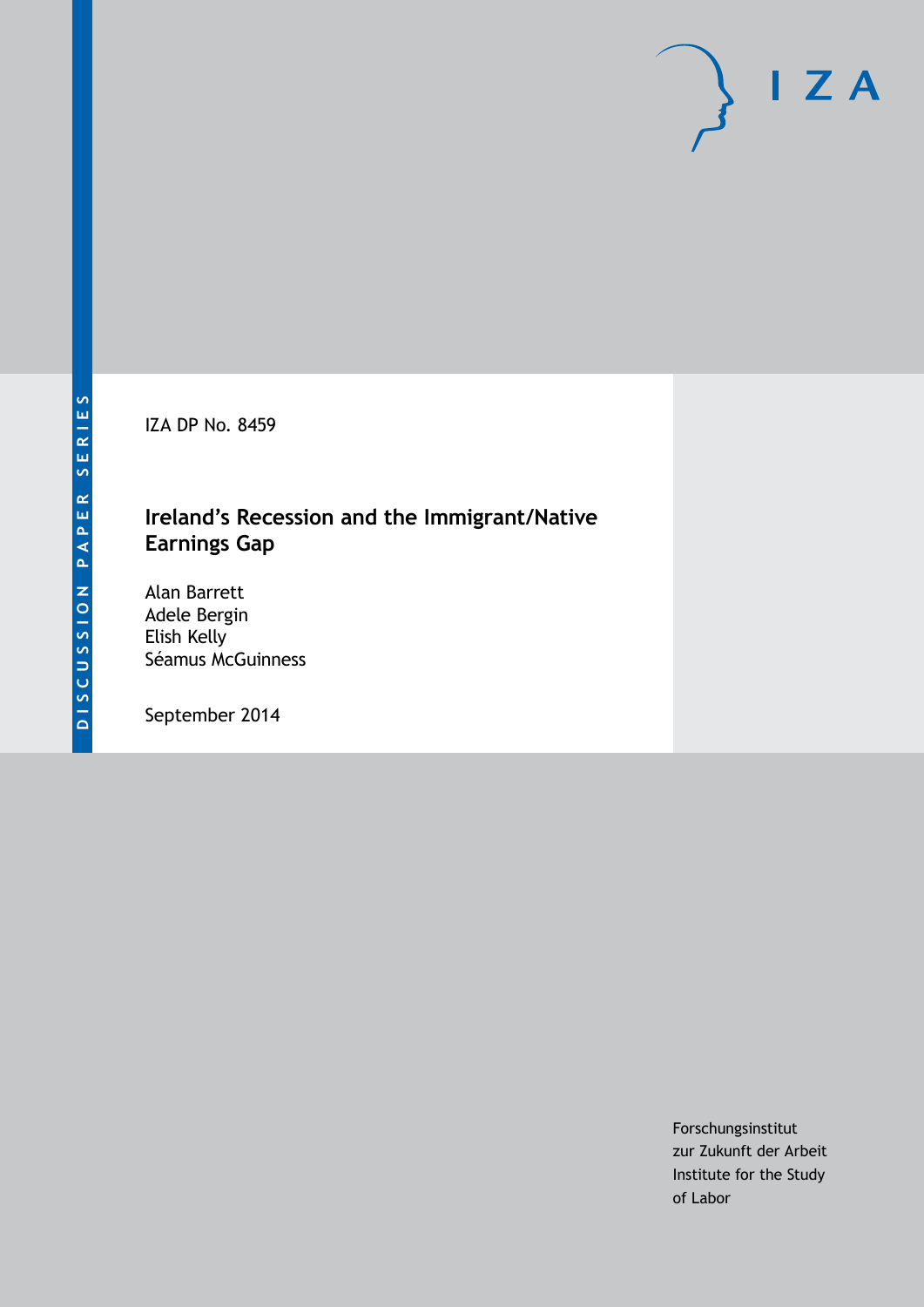DISCUSSION PAPER SERIES

IZA DP No. 8459

# Ireland's Recession and the Immigrant/Native Earnings Gap

Alan Barrett
Adele Bergin
Elish Kelly
Séamus McGuinness

September 2014

Forschungsinstitut
zur Zukunft der Arbeit
Institute for the Study
of Labor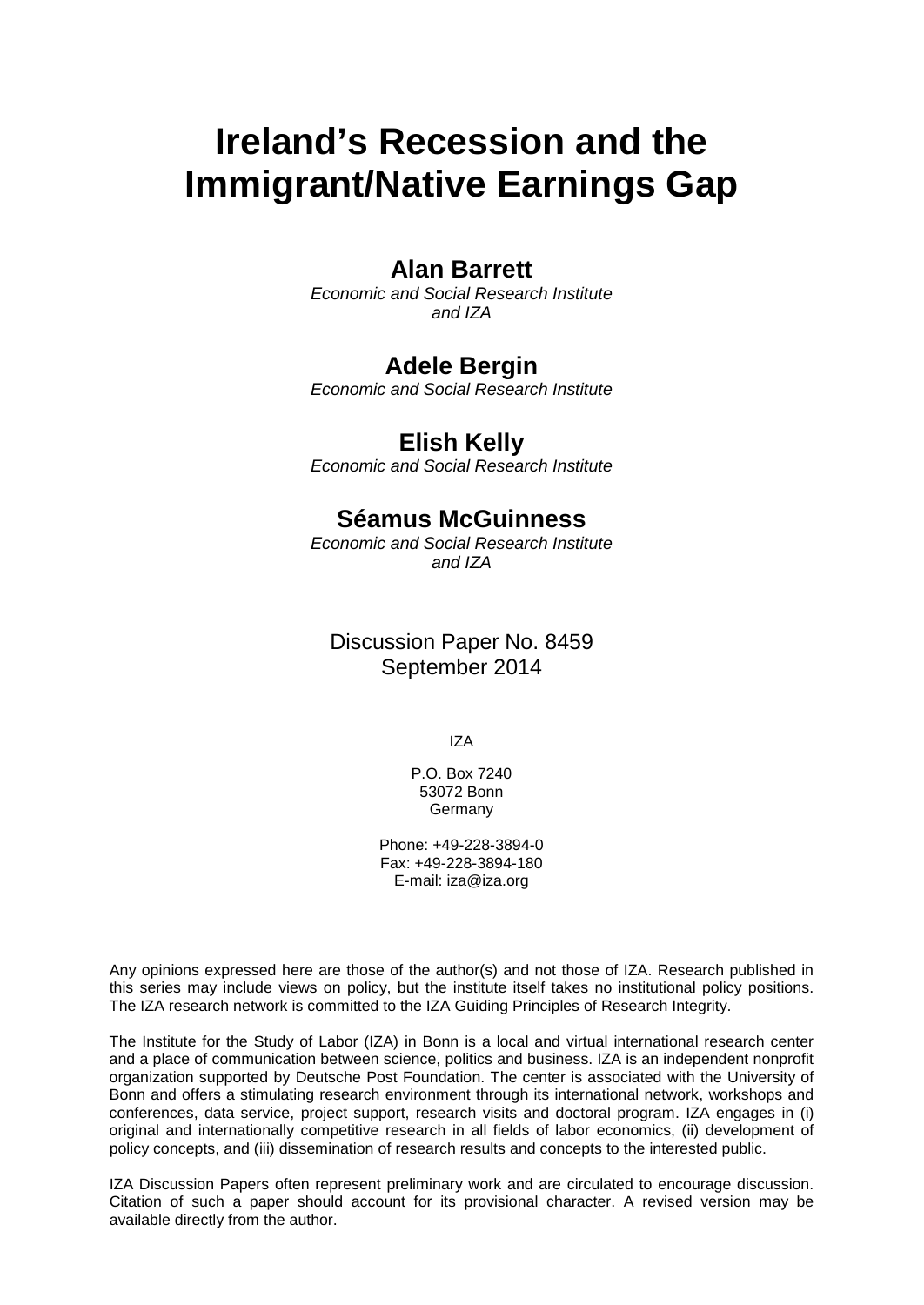# Ireland's Recession and the Immigrant/Native Earnings Gap

## Alan Barrett

*Economic and Social Research Institute and IZA*

## Adele Bergin

*Economic and Social Research Institute*

## Elish Kelly

*Economic and Social Research Institute*

## Séamus McGuinness

*Economic and Social Research Institute and IZA*

Discussion Paper No. 8459
September 2014

IZA

P.O. Box 7240
53072 Bonn
Germany

Phone: +49-228-3894-0
Fax: +49-228-3894-180
E-mail: iza@iza.org

Any opinions expressed here are those of the author(s) and not those of IZA. Research published in this series may include views on policy, but the institute itself takes no institutional policy positions. The IZA research network is committed to the IZA Guiding Principles of Research Integrity.

The Institute for the Study of Labor (IZA) in Bonn is a local and virtual international research center and a place of communication between science, politics and business. IZA is an independent nonprofit organization supported by Deutsche Post Foundation. The center is associated with the University of Bonn and offers a stimulating research environment through its international network, workshops and conferences, data service, project support, research visits and doctoral program. IZA engages in (i) original and internationally competitive research in all fields of labor economics, (ii) development of policy concepts, and (iii) dissemination of research results and concepts to the interested public.

IZA Discussion Papers often represent preliminary work and are circulated to encourage discussion. Citation of such a paper should account for its provisional character. A revised version may be available directly from the author.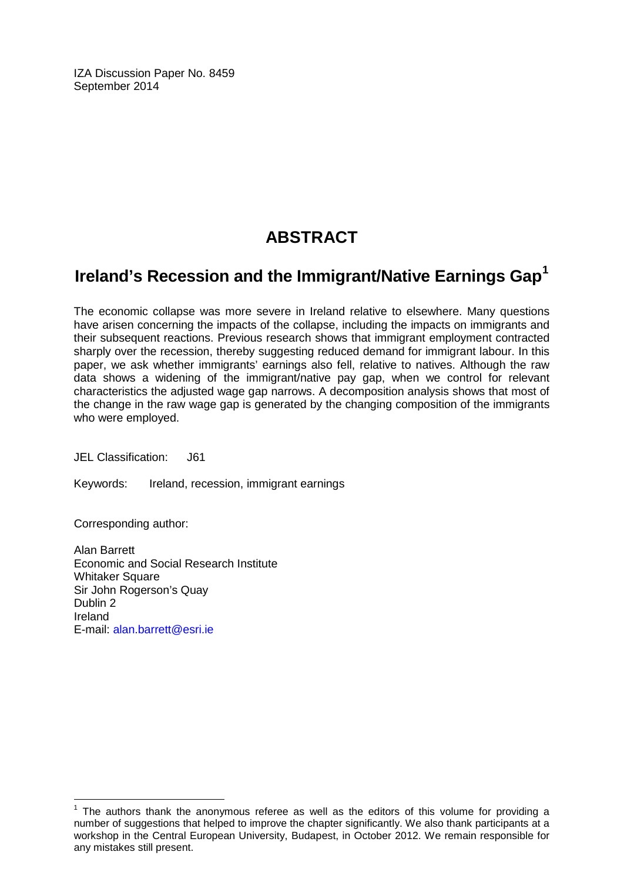IZA Discussion Paper No. 8459
September 2014

# ABSTRACT

## Ireland's Recession and the Immigrant/Native Earnings Gap[1]

The economic collapse was more severe in Ireland relative to elsewhere. Many questions have arisen concerning the impacts of the collapse, including the impacts on immigrants and their subsequent reactions. Previous research shows that immigrant employment contracted sharply over the recession, thereby suggesting reduced demand for immigrant labour. In this paper, we ask whether immigrants' earnings also fell, relative to natives. Although the raw data shows a widening of the immigrant/native pay gap, when we control for relevant characteristics the adjusted wage gap narrows. A decomposition analysis shows that most of the change in the raw wage gap is generated by the changing composition of the immigrants who were employed.

JEL Classification: J61

Keywords: Ireland, recession, immigrant earnings

Corresponding author:

Alan Barrett
Economic and Social Research Institute
Whitaker Square
Sir John Rogerson's Quay
Dublin 2
Ireland
E-mail: alan.barrett@esri.ie

[1] The authors thank the anonymous referee as well as the editors of this volume for providing a number of suggestions that helped to improve the chapter significantly. We also thank participants at a workshop in the Central European University, Budapest, in October 2012. We remain responsible for any mistakes still present.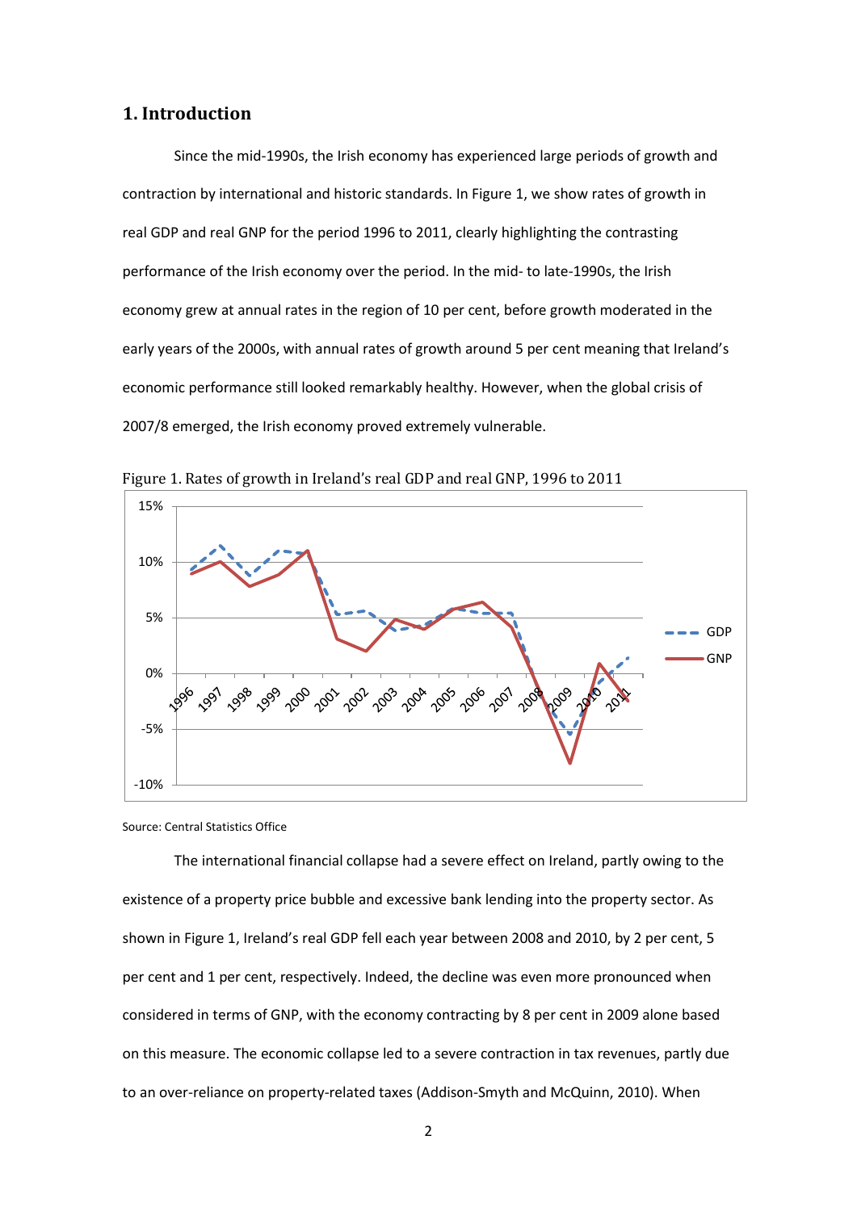## 1. Introduction

Since the mid-1990s, the Irish economy has experienced large periods of growth and contraction by international and historic standards. In Figure 1, we show rates of growth in real GDP and real GNP for the period 1996 to 2011, clearly highlighting the contrasting performance of the Irish economy over the period. In the mid- to late-1990s, the Irish economy grew at annual rates in the region of 10 per cent, before growth moderated in the early years of the 2000s, with annual rates of growth around 5 per cent meaning that Ireland's economic performance still looked remarkably healthy. However, when the global crisis of 2007/8 emerged, the Irish economy proved extremely vulnerable.

Figure 1. Rates of growth in Ireland's real GDP and real GNP, 1996 to 2011

Source: Central Statistics Office

The international financial collapse had a severe effect on Ireland, partly owing to the existence of a property price bubble and excessive bank lending into the property sector. As shown in Figure 1, Ireland's real GDP fell each year between 2008 and 2010, by 2 per cent, 5 per cent and 1 per cent, respectively. Indeed, the decline was even more pronounced when considered in terms of GNP, with the economy contracting by 8 per cent in 2009 alone based on this measure. The economic collapse led to a severe contraction in tax revenues, partly due to an over-reliance on property-related taxes (Addison-Smyth and McQuinn, 2010). When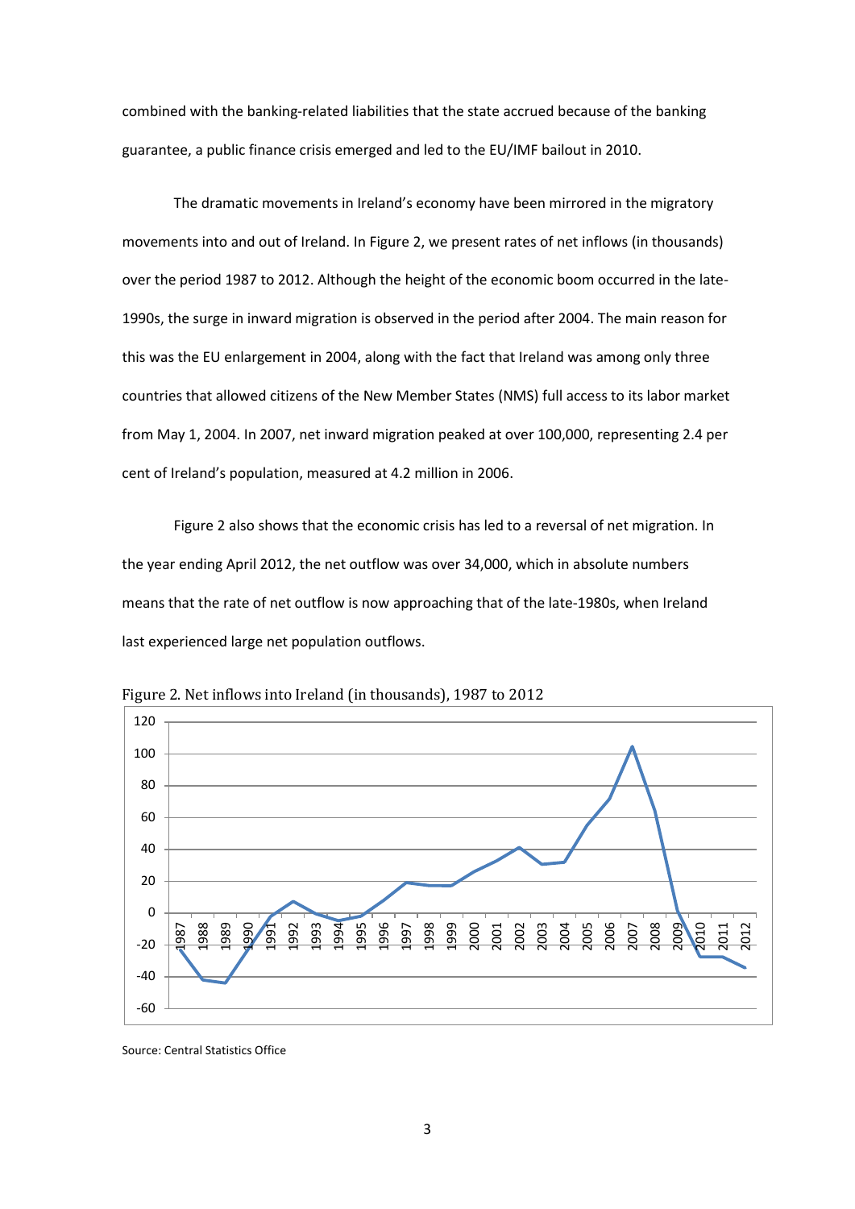combined with the banking-related liabilities that the state accrued because of the banking guarantee, a public finance crisis emerged and led to the EU/IMF bailout in 2010.

The dramatic movements in Ireland's economy have been mirrored in the migratory movements into and out of Ireland. In Figure 2, we present rates of net inflows (in thousands) over the period 1987 to 2012. Although the height of the economic boom occurred in the late-1990s, the surge in inward migration is observed in the period after 2004. The main reason for this was the EU enlargement in 2004, along with the fact that Ireland was among only three countries that allowed citizens of the New Member States (NMS) full access to its labor market from May 1, 2004. In 2007, net inward migration peaked at over 100,000, representing 2.4 per cent of Ireland's population, measured at 4.2 million in 2006.

Figure 2 also shows that the economic crisis has led to a reversal of net migration. In the year ending April 2012, the net outflow was over 34,000, which in absolute numbers means that the rate of net outflow is now approaching that of the late-1980s, when Ireland last experienced large net population outflows.

Figure 2. Net inflows into Ireland (in thousands), 1987 to 2012

Source: Central Statistics Office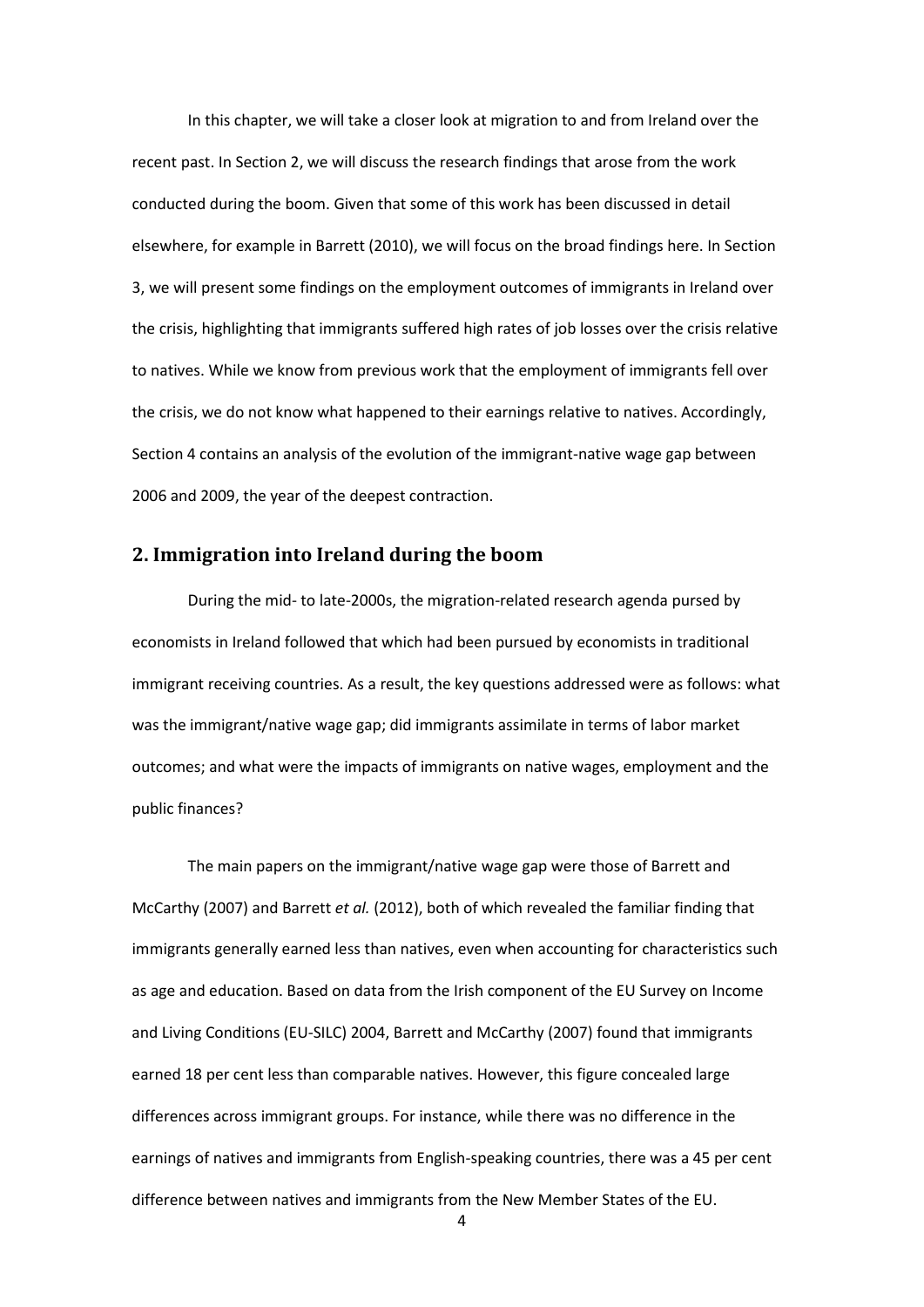In this chapter, we will take a closer look at migration to and from Ireland over the recent past. In Section 2, we will discuss the research findings that arose from the work conducted during the boom. Given that some of this work has been discussed in detail elsewhere, for example in Barrett (2010), we will focus on the broad findings here. In Section 3, we will present some findings on the employment outcomes of immigrants in Ireland over the crisis, highlighting that immigrants suffered high rates of job losses over the crisis relative to natives. While we know from previous work that the employment of immigrants fell over the crisis, we do not know what happened to their earnings relative to natives. Accordingly, Section 4 contains an analysis of the evolution of the immigrant-native wage gap between 2006 and 2009, the year of the deepest contraction.

## 2. Immigration into Ireland during the boom

During the mid- to late-2000s, the migration-related research agenda pursed by economists in Ireland followed that which had been pursued by economists in traditional immigrant receiving countries. As a result, the key questions addressed were as follows: what was the immigrant/native wage gap; did immigrants assimilate in terms of labor market outcomes; and what were the impacts of immigrants on native wages, employment and the public finances?

The main papers on the immigrant/native wage gap were those of Barrett and McCarthy (2007) and Barrett *et al.* (2012), both of which revealed the familiar finding that immigrants generally earned less than natives, even when accounting for characteristics such as age and education. Based on data from the Irish component of the EU Survey on Income and Living Conditions (EU-SILC) 2004, Barrett and McCarthy (2007) found that immigrants earned 18 per cent less than comparable natives. However, this figure concealed large differences across immigrant groups. For instance, while there was no difference in the earnings of natives and immigrants from English-speaking countries, there was a 45 per cent difference between natives and immigrants from the New Member States of the EU.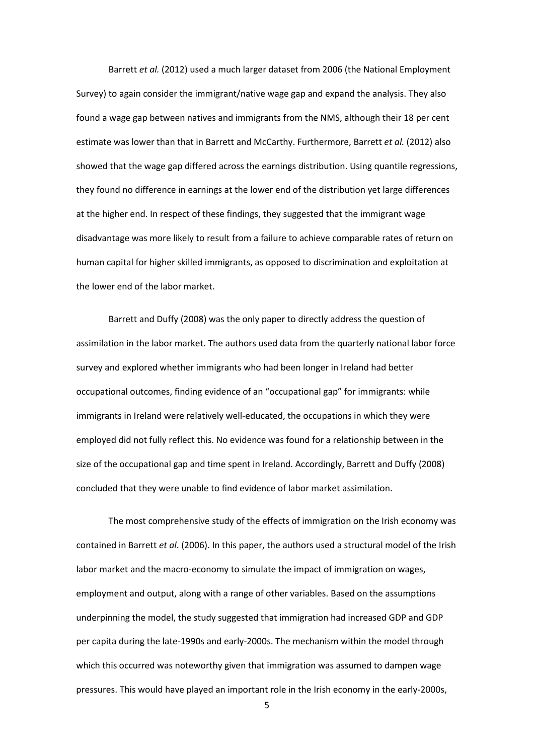Barrett *et al.* (2012) used a much larger dataset from 2006 (the National Employment Survey) to again consider the immigrant/native wage gap and expand the analysis. They also found a wage gap between natives and immigrants from the NMS, although their 18 per cent estimate was lower than that in Barrett and McCarthy. Furthermore, Barrett *et al.* (2012) also showed that the wage gap differed across the earnings distribution. Using quantile regressions, they found no difference in earnings at the lower end of the distribution yet large differences at the higher end. In respect of these findings, they suggested that the immigrant wage disadvantage was more likely to result from a failure to achieve comparable rates of return on human capital for higher skilled immigrants, as opposed to discrimination and exploitation at the lower end of the labor market.

Barrett and Duffy (2008) was the only paper to directly address the question of assimilation in the labor market. The authors used data from the quarterly national labor force survey and explored whether immigrants who had been longer in Ireland had better occupational outcomes, finding evidence of an "occupational gap" for immigrants: while immigrants in Ireland were relatively well-educated, the occupations in which they were employed did not fully reflect this. No evidence was found for a relationship between in the size of the occupational gap and time spent in Ireland. Accordingly, Barrett and Duffy (2008) concluded that they were unable to find evidence of labor market assimilation.

The most comprehensive study of the effects of immigration on the Irish economy was contained in Barrett *et al*. (2006). In this paper, the authors used a structural model of the Irish labor market and the macro-economy to simulate the impact of immigration on wages, employment and output, along with a range of other variables. Based on the assumptions underpinning the model, the study suggested that immigration had increased GDP and GDP per capita during the late-1990s and early-2000s. The mechanism within the model through which this occurred was noteworthy given that immigration was assumed to dampen wage pressures. This would have played an important role in the Irish economy in the early-2000s,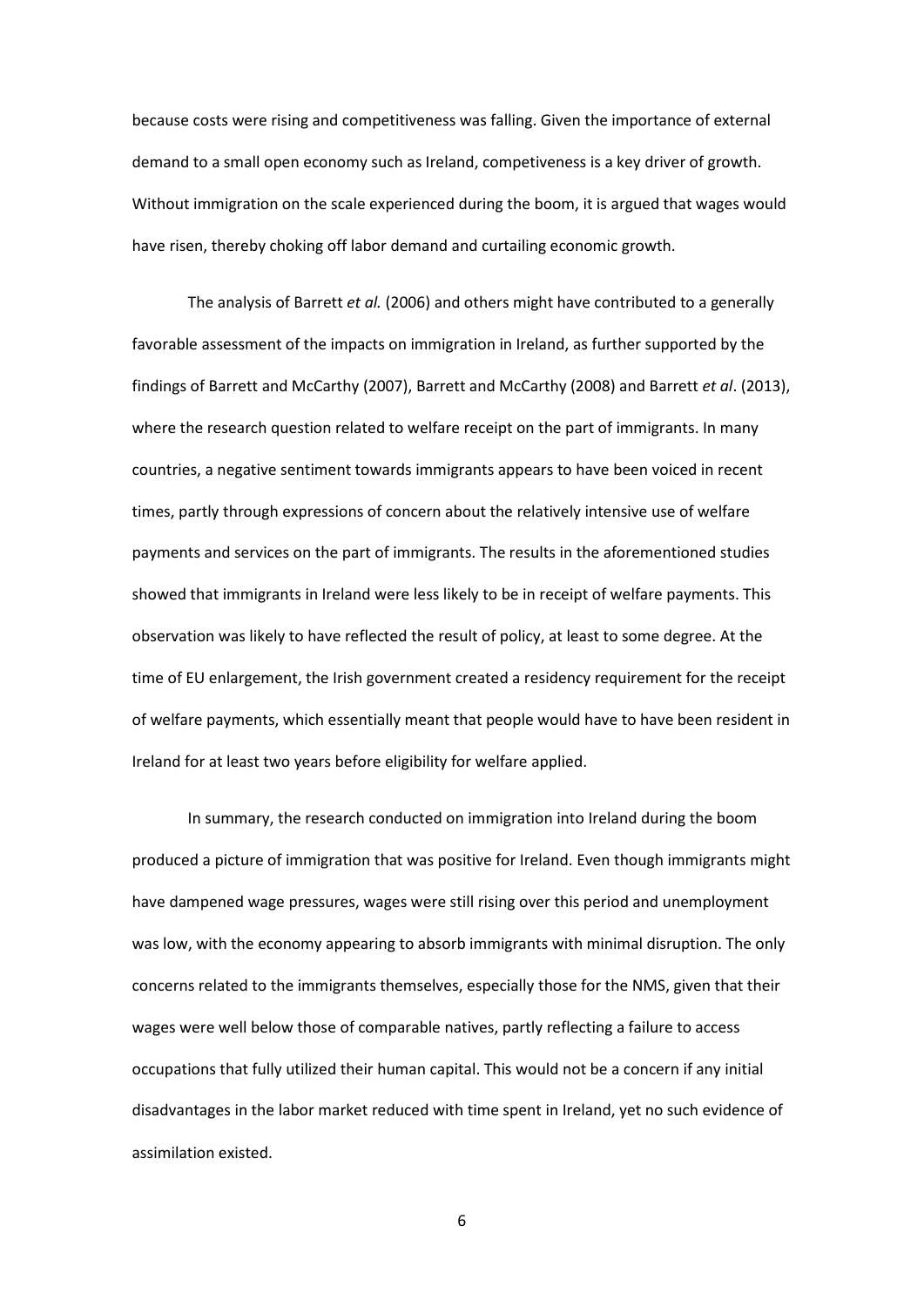because costs were rising and competitiveness was falling. Given the importance of external demand to a small open economy such as Ireland, competiveness is a key driver of growth. Without immigration on the scale experienced during the boom, it is argued that wages would have risen, thereby choking off labor demand and curtailing economic growth.

The analysis of Barrett *et al.* (2006) and others might have contributed to a generally favorable assessment of the impacts on immigration in Ireland, as further supported by the findings of Barrett and McCarthy (2007), Barrett and McCarthy (2008) and Barrett *et al*. (2013), where the research question related to welfare receipt on the part of immigrants. In many countries, a negative sentiment towards immigrants appears to have been voiced in recent times, partly through expressions of concern about the relatively intensive use of welfare payments and services on the part of immigrants. The results in the aforementioned studies showed that immigrants in Ireland were less likely to be in receipt of welfare payments. This observation was likely to have reflected the result of policy, at least to some degree. At the time of EU enlargement, the Irish government created a residency requirement for the receipt of welfare payments, which essentially meant that people would have to have been resident in Ireland for at least two years before eligibility for welfare applied.

In summary, the research conducted on immigration into Ireland during the boom produced a picture of immigration that was positive for Ireland. Even though immigrants might have dampened wage pressures, wages were still rising over this period and unemployment was low, with the economy appearing to absorb immigrants with minimal disruption. The only concerns related to the immigrants themselves, especially those for the NMS, given that their wages were well below those of comparable natives, partly reflecting a failure to access occupations that fully utilized their human capital. This would not be a concern if any initial disadvantages in the labor market reduced with time spent in Ireland, yet no such evidence of assimilation existed.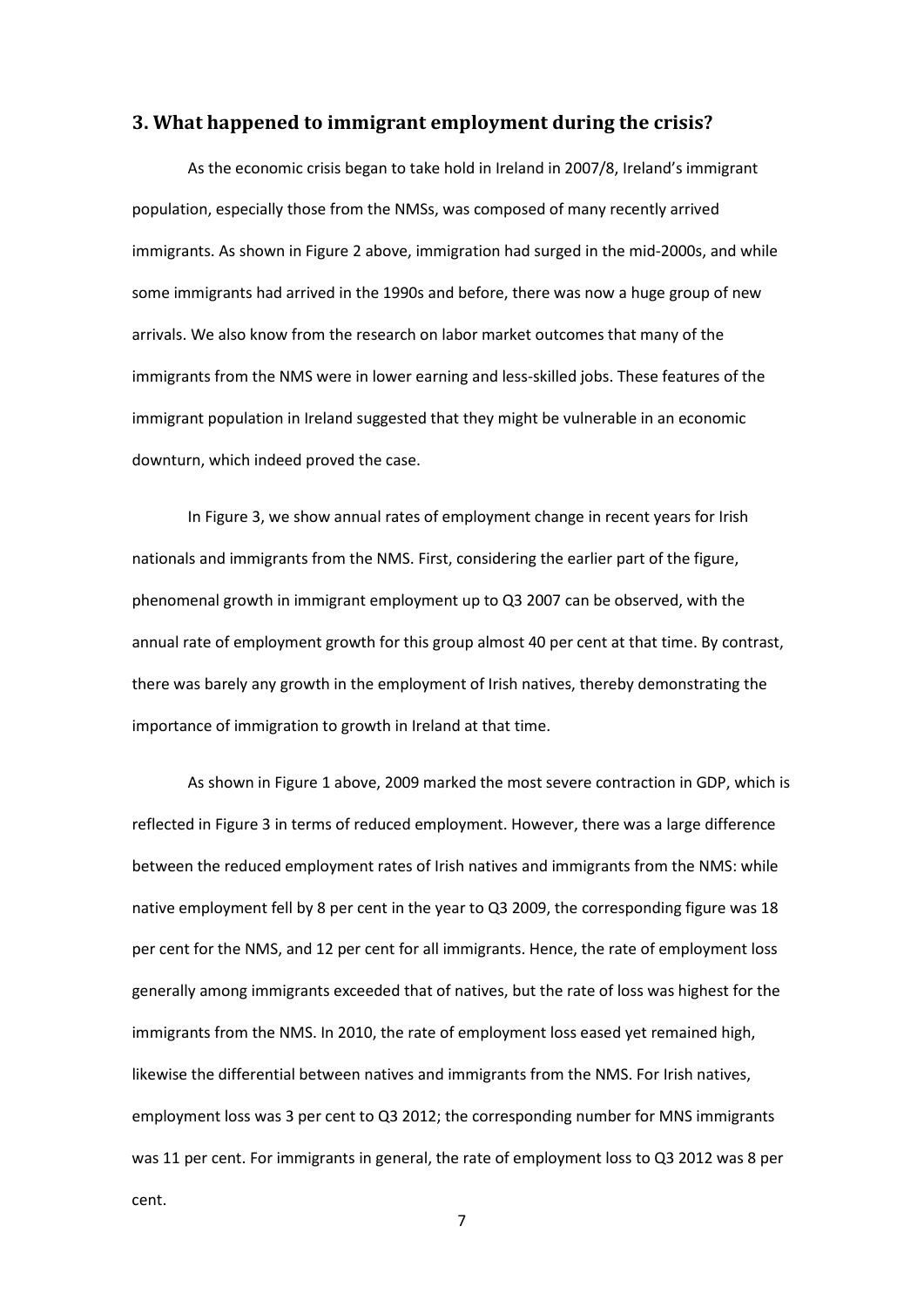## 3. What happened to immigrant employment during the crisis?

As the economic crisis began to take hold in Ireland in 2007/8, Ireland's immigrant population, especially those from the NMSs, was composed of many recently arrived immigrants. As shown in Figure 2 above, immigration had surged in the mid-2000s, and while some immigrants had arrived in the 1990s and before, there was now a huge group of new arrivals. We also know from the research on labor market outcomes that many of the immigrants from the NMS were in lower earning and less-skilled jobs. These features of the immigrant population in Ireland suggested that they might be vulnerable in an economic downturn, which indeed proved the case.

In Figure 3, we show annual rates of employment change in recent years for Irish nationals and immigrants from the NMS. First, considering the earlier part of the figure, phenomenal growth in immigrant employment up to Q3 2007 can be observed, with the annual rate of employment growth for this group almost 40 per cent at that time. By contrast, there was barely any growth in the employment of Irish natives, thereby demonstrating the importance of immigration to growth in Ireland at that time.

As shown in Figure 1 above, 2009 marked the most severe contraction in GDP, which is reflected in Figure 3 in terms of reduced employment. However, there was a large difference between the reduced employment rates of Irish natives and immigrants from the NMS: while native employment fell by 8 per cent in the year to Q3 2009, the corresponding figure was 18 per cent for the NMS, and 12 per cent for all immigrants. Hence, the rate of employment loss generally among immigrants exceeded that of natives, but the rate of loss was highest for the immigrants from the NMS. In 2010, the rate of employment loss eased yet remained high, likewise the differential between natives and immigrants from the NMS. For Irish natives, employment loss was 3 per cent to Q3 2012; the corresponding number for MNS immigrants was 11 per cent. For immigrants in general, the rate of employment loss to Q3 2012 was 8 per cent.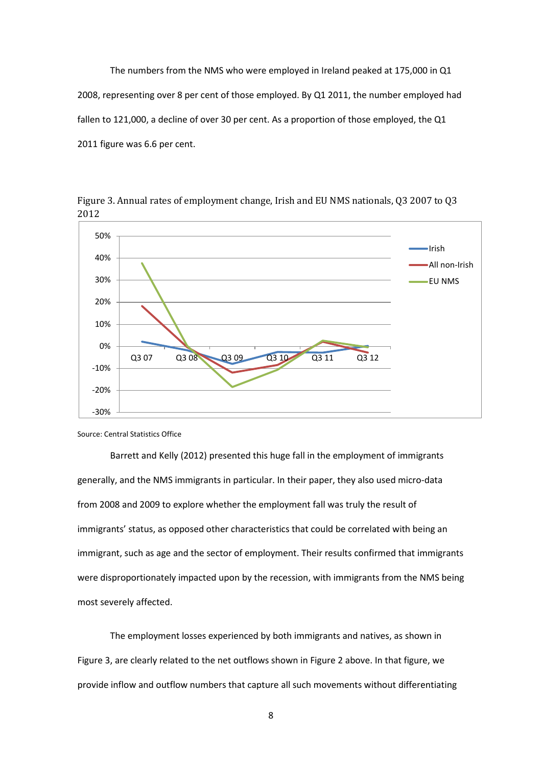The numbers from the NMS who were employed in Ireland peaked at 175,000 in Q1 2008, representing over 8 per cent of those employed. By Q1 2011, the number employed had fallen to 121,000, a decline of over 30 per cent. As a proportion of those employed, the Q1 2011 figure was 6.6 per cent.

Figure 3. Annual rates of employment change, Irish and EU NMS nationals, Q3 2007 to Q3 2012

Source: Central Statistics Office

Barrett and Kelly (2012) presented this huge fall in the employment of immigrants generally, and the NMS immigrants in particular. In their paper, they also used micro-data from 2008 and 2009 to explore whether the employment fall was truly the result of immigrants' status, as opposed other characteristics that could be correlated with being an immigrant, such as age and the sector of employment. Their results confirmed that immigrants were disproportionately impacted upon by the recession, with immigrants from the NMS being most severely affected.

The employment losses experienced by both immigrants and natives, as shown in Figure 3, are clearly related to the net outflows shown in Figure 2 above. In that figure, we provide inflow and outflow numbers that capture all such movements without differentiating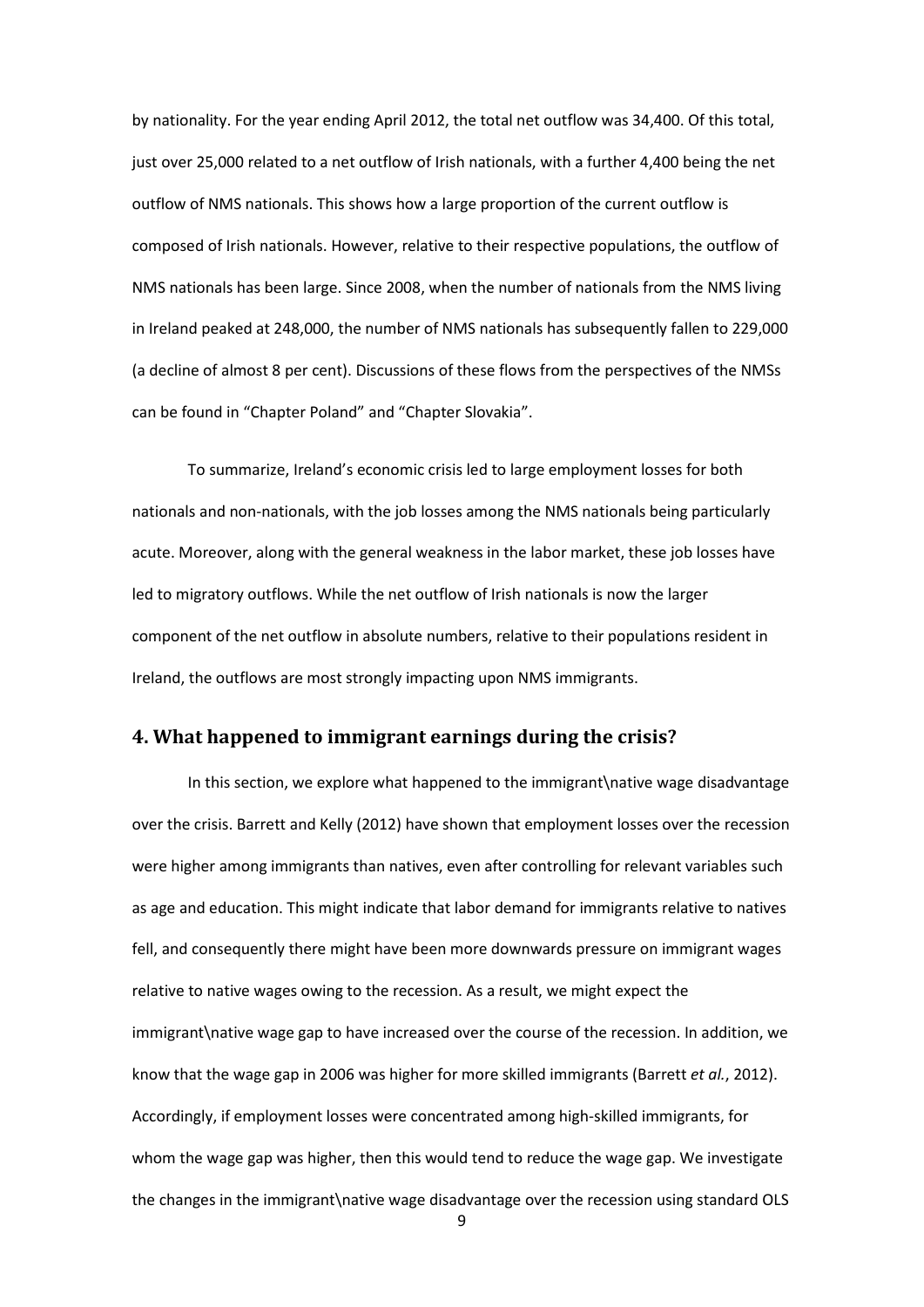by nationality. For the year ending April 2012, the total net outflow was 34,400. Of this total, just over 25,000 related to a net outflow of Irish nationals, with a further 4,400 being the net outflow of NMS nationals. This shows how a large proportion of the current outflow is composed of Irish nationals. However, relative to their respective populations, the outflow of NMS nationals has been large. Since 2008, when the number of nationals from the NMS living in Ireland peaked at 248,000, the number of NMS nationals has subsequently fallen to 229,000 (a decline of almost 8 per cent). Discussions of these flows from the perspectives of the NMSs can be found in "Chapter Poland" and "Chapter Slovakia".

To summarize, Ireland's economic crisis led to large employment losses for both nationals and non-nationals, with the job losses among the NMS nationals being particularly acute. Moreover, along with the general weakness in the labor market, these job losses have led to migratory outflows. While the net outflow of Irish nationals is now the larger component of the net outflow in absolute numbers, relative to their populations resident in Ireland, the outflows are most strongly impacting upon NMS immigrants.

## 4. What happened to immigrant earnings during the crisis?

In this section, we explore what happened to the immigrant\native wage disadvantage over the crisis. Barrett and Kelly (2012) have shown that employment losses over the recession were higher among immigrants than natives, even after controlling for relevant variables such as age and education. This might indicate that labor demand for immigrants relative to natives fell, and consequently there might have been more downwards pressure on immigrant wages relative to native wages owing to the recession. As a result, we might expect the immigrant\native wage gap to have increased over the course of the recession. In addition, we know that the wage gap in 2006 was higher for more skilled immigrants (Barrett *et al.*, 2012). Accordingly, if employment losses were concentrated among high-skilled immigrants, for whom the wage gap was higher, then this would tend to reduce the wage gap. We investigate the changes in the immigrant\native wage disadvantage over the recession using standard OLS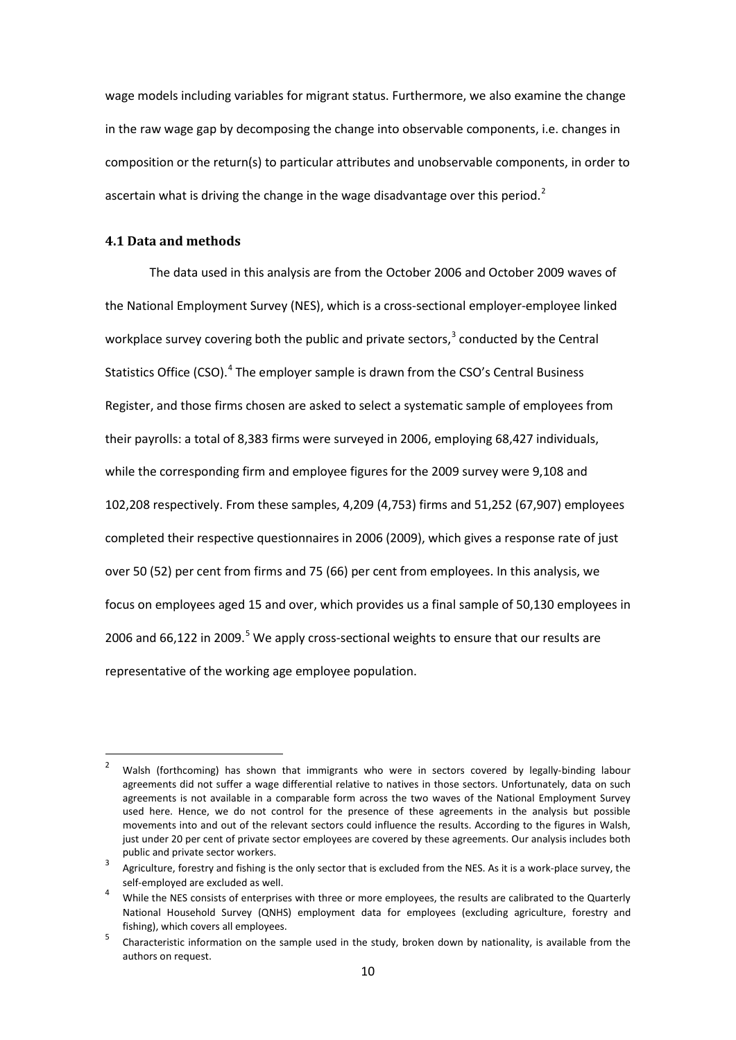wage models including variables for migrant status. Furthermore, we also examine the change in the raw wage gap by decomposing the change into observable components, i.e. changes in composition or the return(s) to particular attributes and unobservable components, in order to ascertain what is driving the change in the wage disadvantage over this period.[2]

### 4.1 Data and methods

The data used in this analysis are from the October 2006 and October 2009 waves of the National Employment Survey (NES), which is a cross-sectional employer-employee linked workplace survey covering both the public and private sectors,[3] conducted by the Central Statistics Office (CSO).[4] The employer sample is drawn from the CSO's Central Business Register, and those firms chosen are asked to select a systematic sample of employees from their payrolls: a total of 8,383 firms were surveyed in 2006, employing 68,427 individuals, while the corresponding firm and employee figures for the 2009 survey were 9,108 and 102,208 respectively. From these samples, 4,209 (4,753) firms and 51,252 (67,907) employees completed their respective questionnaires in 2006 (2009), which gives a response rate of just over 50 (52) per cent from firms and 75 (66) per cent from employees. In this analysis, we focus on employees aged 15 and over, which provides us a final sample of 50,130 employees in 2006 and 66,122 in 2009.[5] We apply cross-sectional weights to ensure that our results are representative of the working age employee population.

---

[2] Walsh (forthcoming) has shown that immigrants who were in sectors covered by legally-binding labour agreements did not suffer a wage differential relative to natives in those sectors. Unfortunately, data on such agreements is not available in a comparable form across the two waves of the National Employment Survey used here. Hence, we do not control for the presence of these agreements in the analysis but possible movements into and out of the relevant sectors could influence the results. According to the figures in Walsh, just under 20 per cent of private sector employees are covered by these agreements. Our analysis includes both public and private sector workers.

[3] Agriculture, forestry and fishing is the only sector that is excluded from the NES. As it is a work-place survey, the self-employed are excluded as well.

[4] While the NES consists of enterprises with three or more employees, the results are calibrated to the Quarterly National Household Survey (QNHS) employment data for employees (excluding agriculture, forestry and fishing), which covers all employees.

[5] Characteristic information on the sample used in the study, broken down by nationality, is available from the authors on request.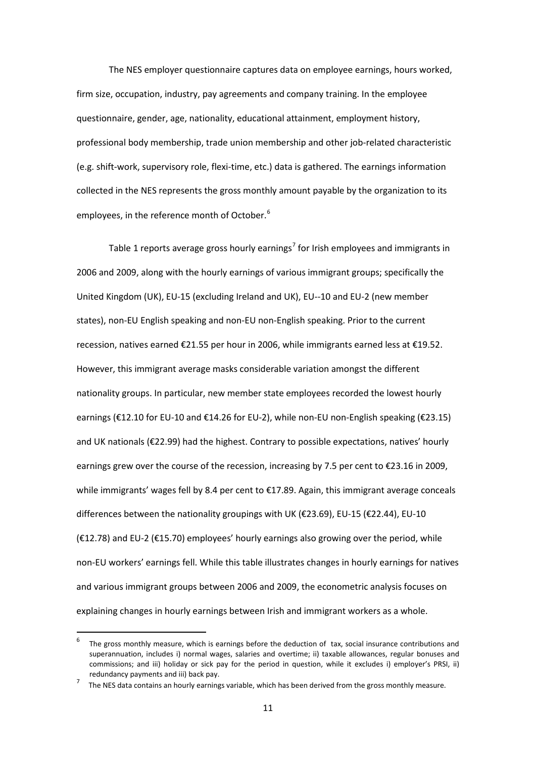The NES employer questionnaire captures data on employee earnings, hours worked, firm size, occupation, industry, pay agreements and company training. In the employee questionnaire, gender, age, nationality, educational attainment, employment history, professional body membership, trade union membership and other job-related characteristic (e.g. shift-work, supervisory role, flexi-time, etc.) data is gathered. The earnings information collected in the NES represents the gross monthly amount payable by the organization to its employees, in the reference month of October.[6]

Table 1 reports average gross hourly earnings[7] for Irish employees and immigrants in 2006 and 2009, along with the hourly earnings of various immigrant groups; specifically the United Kingdom (UK), EU-15 (excluding Ireland and UK), EU--10 and EU-2 (new member states), non-EU English speaking and non-EU non-English speaking. Prior to the current recession, natives earned €21.55 per hour in 2006, while immigrants earned less at €19.52. However, this immigrant average masks considerable variation amongst the different nationality groups. In particular, new member state employees recorded the lowest hourly earnings (€12.10 for EU-10 and €14.26 for EU-2), while non-EU non-English speaking (€23.15) and UK nationals (€22.99) had the highest. Contrary to possible expectations, natives' hourly earnings grew over the course of the recession, increasing by 7.5 per cent to €23.16 in 2009, while immigrants' wages fell by 8.4 per cent to €17.89. Again, this immigrant average conceals differences between the nationality groupings with UK (€23.69), EU-15 (€22.44), EU-10 (€12.78) and EU-2 (€15.70) employees' hourly earnings also growing over the period, while non-EU workers' earnings fell. While this table illustrates changes in hourly earnings for natives and various immigrant groups between 2006 and 2009, the econometric analysis focuses on explaining changes in hourly earnings between Irish and immigrant workers as a whole.

---

[6] The gross monthly measure, which is earnings before the deduction of tax, social insurance contributions and superannuation, includes i) normal wages, salaries and overtime; ii) taxable allowances, regular bonuses and commissions; and iii) holiday or sick pay for the period in question, while it excludes i) employer's PRSI, ii) redundancy payments and iii) back pay.

[7] The NES data contains an hourly earnings variable, which has been derived from the gross monthly measure.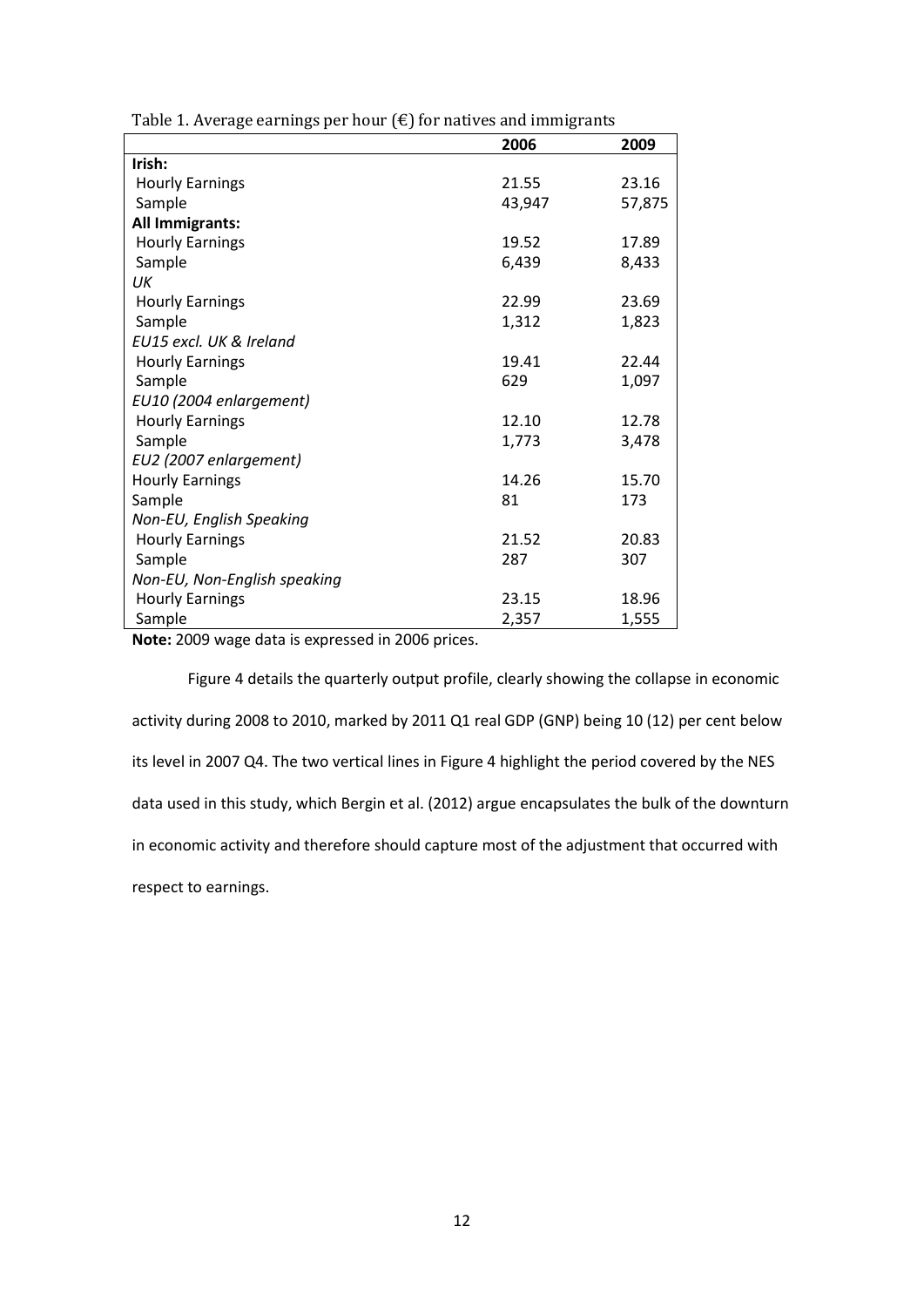Table 1. Average earnings per hour (€) for natives and immigrants

| | 2006 | 2009 |
|---|---|---|
| **Irish:** | | |
| Hourly Earnings | 21.55 | 23.16 |
| Sample | 43,947 | 57,875 |
| **All Immigrants:** | | |
| Hourly Earnings | 19.52 | 17.89 |
| Sample | 6,439 | 8,433 |
| *UK* | | |
| Hourly Earnings | 22.99 | 23.69 |
| Sample | 1,312 | 1,823 |
| *EU15 excl. UK & Ireland* | | |
| Hourly Earnings | 19.41 | 22.44 |
| Sample | 629 | 1,097 |
| *EU10 (2004 enlargement)* | | |
| Hourly Earnings | 12.10 | 12.78 |
| Sample | 1,773 | 3,478 |
| *EU2 (2007 enlargement)* | | |
| Hourly Earnings | 14.26 | 15.70 |
| Sample | 81 | 173 |
| *Non-EU, English Speaking* | | |
| Hourly Earnings | 21.52 | 20.83 |
| Sample | 287 | 307 |
| *Non-EU, Non-English speaking* | | |
| Hourly Earnings | 23.15 | 18.96 |
| Sample | 2,357 | 1,555 |

**Note:** 2009 wage data is expressed in 2006 prices.

Figure 4 details the quarterly output profile, clearly showing the collapse in economic activity during 2008 to 2010, marked by 2011 Q1 real GDP (GNP) being 10 (12) per cent below its level in 2007 Q4. The two vertical lines in Figure 4 highlight the period covered by the NES data used in this study, which Bergin et al. (2012) argue encapsulates the bulk of the downturn in economic activity and therefore should capture most of the adjustment that occurred with respect to earnings.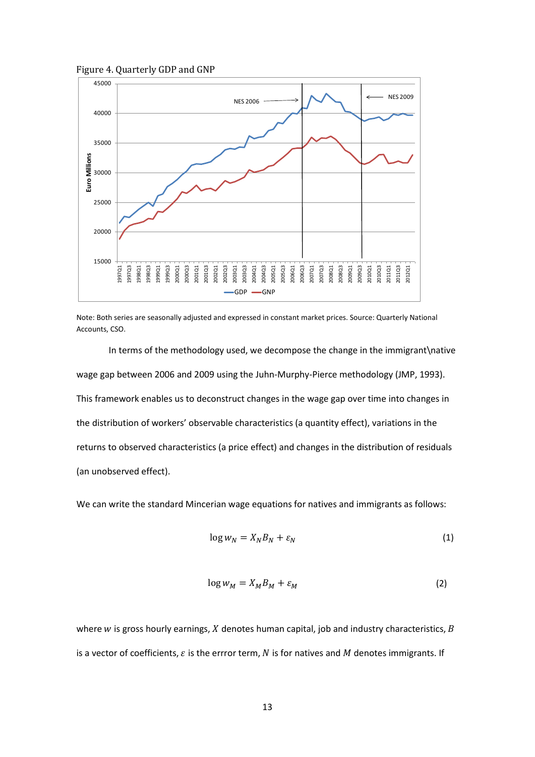Figure 4. Quarterly GDP and GNP

Note: Both series are seasonally adjusted and expressed in constant market prices. Source: Quarterly National Accounts, CSO.

In terms of the methodology used, we decompose the change in the immigrant\native wage gap between 2006 and 2009 using the Juhn-Murphy-Pierce methodology (JMP, 1993). This framework enables us to deconstruct changes in the wage gap over time into changes in the distribution of workers' observable characteristics (a quantity effect), variations in the returns to observed characteristics (a price effect) and changes in the distribution of residuals (an unobserved effect).

We can write the standard Mincerian wage equations for natives and immigrants as follows:

$$\log w_N = X_N B_N + \varepsilon_N \tag{1}$$

$$\log w_M = X_M B_M + \varepsilon_M \tag{2}$$

where $w$ is gross hourly earnings, $X$ denotes human capital, job and industry characteristics, $B$ is a vector of coefficients, $\varepsilon$ is the errror term, $N$ is for natives and $M$ denotes immigrants. If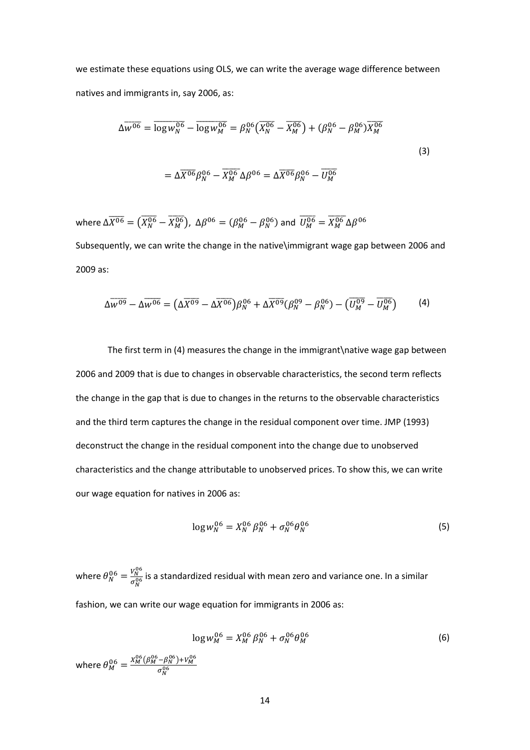we estimate these equations using OLS, we can write the average wage difference between natives and immigrants in, say 2006, as:

$$\Delta\overline{w^{06}} = \overline{\log w_N^{06}} - \overline{\log w_M^{06}} = \beta_N^{06}\left(\overline{X_N^{06}} - \overline{X_M^{06}}\right) + (\beta_N^{06} - \beta_M^{06})\overline{X_M^{06}}$$

$$= \Delta\overline{X^{06}}\beta_N^{06} - \overline{X_M^{06}}\,\Delta\beta^{06} = \Delta\overline{X^{06}}\beta_N^{06} - \overline{U_M^{06}} \tag{3}$$

where $\Delta\overline{X^{06}} = \left(\overline{X_N^{06}} - \overline{X_M^{06}}\right)$, $\Delta\beta^{06} = (\beta_M^{06} - \beta_N^{06})$ and $\overline{U_M^{06}} = \overline{X_M^{06}}\,\Delta\beta^{06}$

Subsequently, we can write the change in the native\immigrant wage gap between 2006 and 2009 as:

$$\Delta\overline{w^{09}} - \Delta\overline{w^{06}} = \left(\Delta\overline{X^{09}} - \Delta\overline{X^{06}}\right)\beta_N^{06} + \Delta\overline{X^{09}}(\beta_N^{09} - \beta_N^{06}) - \left(\overline{U_M^{09}} - \overline{U_M^{06}}\right) \tag{4}$$

The first term in (4) measures the change in the immigrant\native wage gap between 2006 and 2009 that is due to changes in observable characteristics, the second term reflects the change in the gap that is due to changes in the returns to the observable characteristics and the third term captures the change in the residual component over time. JMP (1993) deconstruct the change in the residual component into the change due to unobserved characteristics and the change attributable to unobserved prices. To show this, we can write our wage equation for natives in 2006 as:

$$\log w_N^{06} = X_N^{06}\,\beta_N^{06} + \sigma_N^{06}\theta_N^{06} \tag{5}$$

where $\theta_N^{06} = \frac{V_N^{06}}{\sigma_N^{06}}$ is a standardized residual with mean zero and variance one. In a similar fashion, we can write our wage equation for immigrants in 2006 as:

$$\log w_M^{06} = X_M^{06}\,\beta_N^{06} + \sigma_N^{06}\theta_M^{06} \tag{6}$$

where $\theta_M^{06} = \frac{X_M^{06}(\beta_M^{06} - \beta_N^{06}) + V_M^{06}}{\sigma_N^{06}}$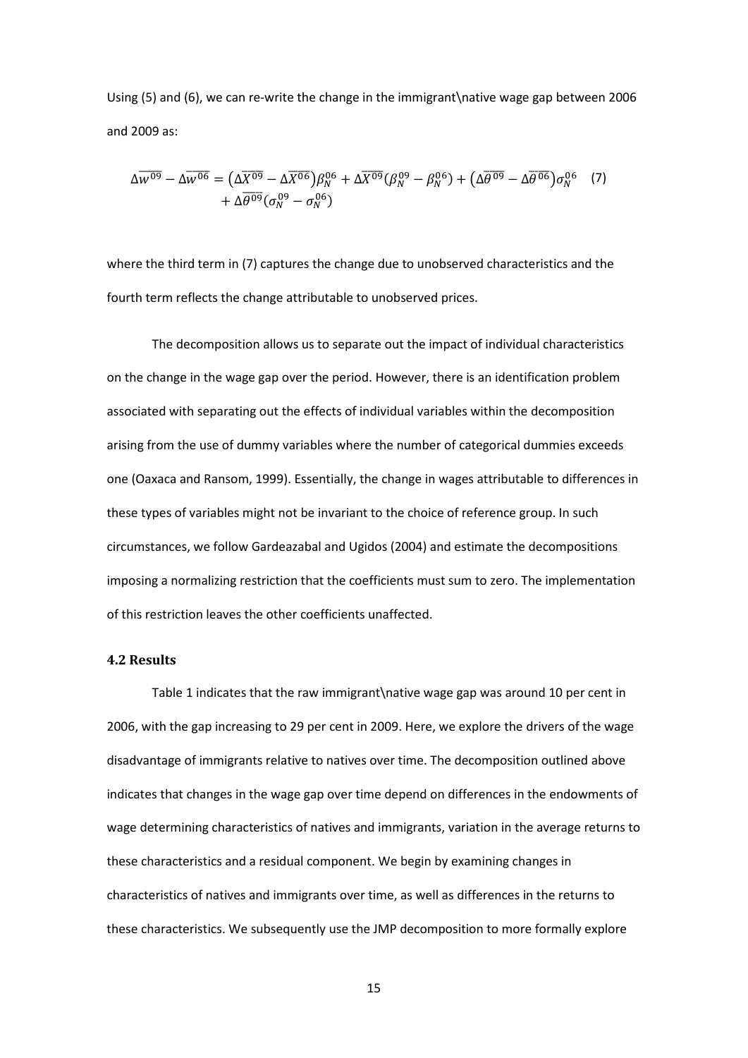Using (5) and (6), we can re-write the change in the immigrant\native wage gap between 2006 and 2009 as:

$$\Delta\overline{w^{09}} - \Delta\overline{w^{06}} = \left(\Delta\overline{X^{09}} - \Delta\overline{X^{06}}\right)\beta_N^{06} + \Delta\overline{X^{09}}(\beta_N^{09} - \beta_N^{06}) + \left(\Delta\overline{\theta^{09}} - \Delta\overline{\theta^{06}}\right)\sigma_N^{06} + \Delta\overline{\theta^{09}}(\sigma_N^{09} - \sigma_N^{06}) \quad (7)$$

where the third term in (7) captures the change due to unobserved characteristics and the fourth term reflects the change attributable to unobserved prices.

The decomposition allows us to separate out the impact of individual characteristics on the change in the wage gap over the period. However, there is an identification problem associated with separating out the effects of individual variables within the decomposition arising from the use of dummy variables where the number of categorical dummies exceeds one (Oaxaca and Ransom, 1999). Essentially, the change in wages attributable to differences in these types of variables might not be invariant to the choice of reference group. In such circumstances, we follow Gardeazabal and Ugidos (2004) and estimate the decompositions imposing a normalizing restriction that the coefficients must sum to zero. The implementation of this restriction leaves the other coefficients unaffected.

### 4.2 Results

Table 1 indicates that the raw immigrant\native wage gap was around 10 per cent in 2006, with the gap increasing to 29 per cent in 2009. Here, we explore the drivers of the wage disadvantage of immigrants relative to natives over time. The decomposition outlined above indicates that changes in the wage gap over time depend on differences in the endowments of wage determining characteristics of natives and immigrants, variation in the average returns to these characteristics and a residual component. We begin by examining changes in characteristics of natives and immigrants over time, as well as differences in the returns to these characteristics. We subsequently use the JMP decomposition to more formally explore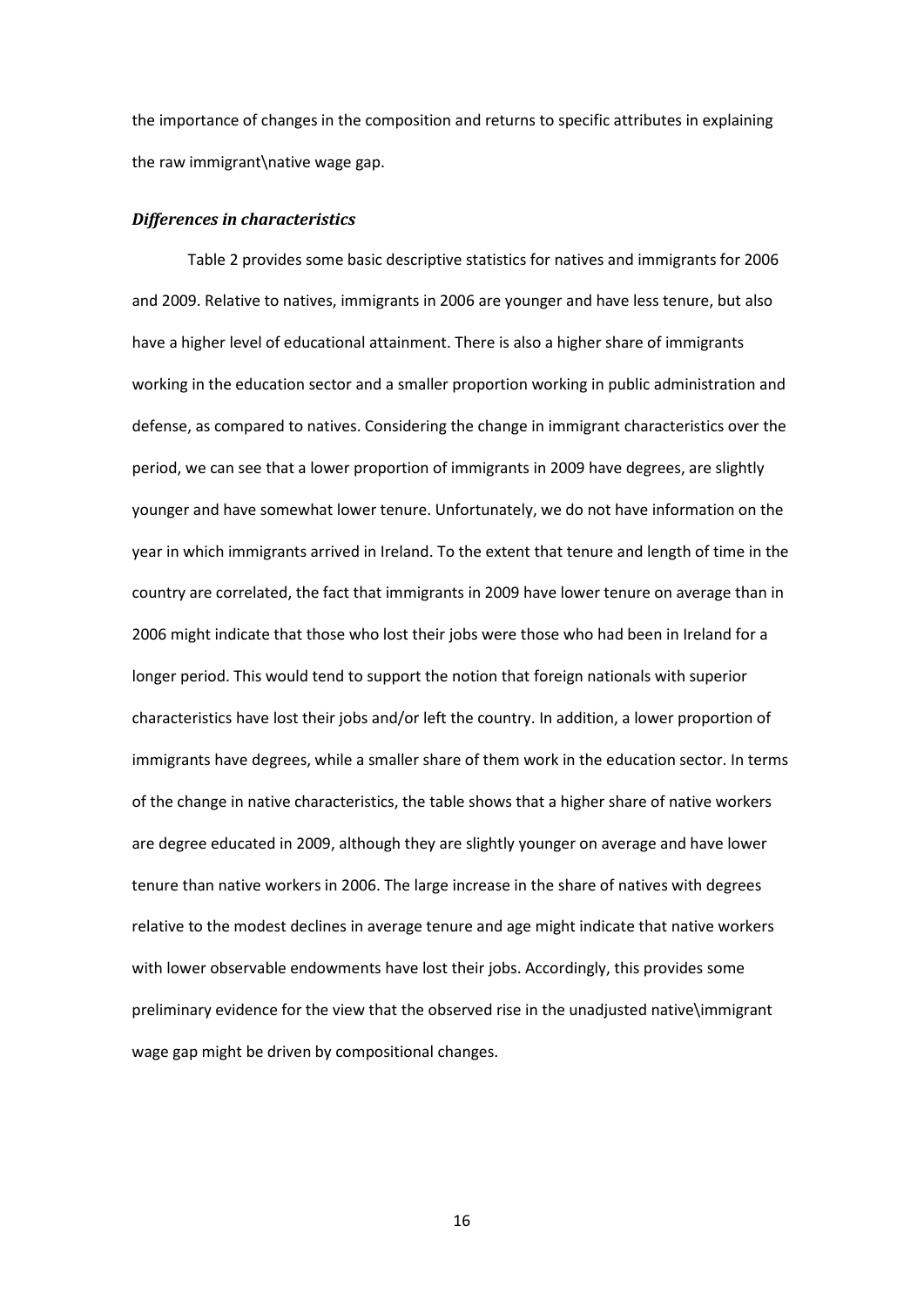the importance of changes in the composition and returns to specific attributes in explaining the raw immigrant\native wage gap.

### ***Differences in characteristics***

Table 2 provides some basic descriptive statistics for natives and immigrants for 2006 and 2009. Relative to natives, immigrants in 2006 are younger and have less tenure, but also have a higher level of educational attainment. There is also a higher share of immigrants working in the education sector and a smaller proportion working in public administration and defense, as compared to natives. Considering the change in immigrant characteristics over the period, we can see that a lower proportion of immigrants in 2009 have degrees, are slightly younger and have somewhat lower tenure. Unfortunately, we do not have information on the year in which immigrants arrived in Ireland. To the extent that tenure and length of time in the country are correlated, the fact that immigrants in 2009 have lower tenure on average than in 2006 might indicate that those who lost their jobs were those who had been in Ireland for a longer period. This would tend to support the notion that foreign nationals with superior characteristics have lost their jobs and/or left the country. In addition, a lower proportion of immigrants have degrees, while a smaller share of them work in the education sector. In terms of the change in native characteristics, the table shows that a higher share of native workers are degree educated in 2009, although they are slightly younger on average and have lower tenure than native workers in 2006. The large increase in the share of natives with degrees relative to the modest declines in average tenure and age might indicate that native workers with lower observable endowments have lost their jobs. Accordingly, this provides some preliminary evidence for the view that the observed rise in the unadjusted native\immigrant wage gap might be driven by compositional changes.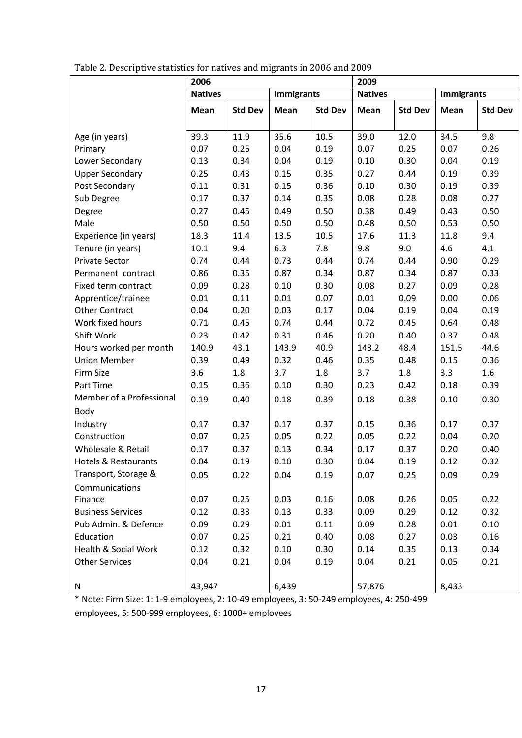Table 2. Descriptive statistics for natives and migrants in 2006 and 2009

| | 2006 | | | | 2009 | | | |
|---|---|---|---|---|---|---|---|---|
| | Natives | | Immigrants | | Natives | | Immigrants | |
| | Mean | Std Dev | Mean | Std Dev | Mean | Std Dev | Mean | Std Dev |
| Age (in years) | 39.3 | 11.9 | 35.6 | 10.5 | 39.0 | 12.0 | 34.5 | 9.8 |
| Primary | 0.07 | 0.25 | 0.04 | 0.19 | 0.07 | 0.25 | 0.07 | 0.26 |
| Lower Secondary | 0.13 | 0.34 | 0.04 | 0.19 | 0.10 | 0.30 | 0.04 | 0.19 |
| Upper Secondary | 0.25 | 0.43 | 0.15 | 0.35 | 0.27 | 0.44 | 0.19 | 0.39 |
| Post Secondary | 0.11 | 0.31 | 0.15 | 0.36 | 0.10 | 0.30 | 0.19 | 0.39 |
| Sub Degree | 0.17 | 0.37 | 0.14 | 0.35 | 0.08 | 0.28 | 0.08 | 0.27 |
| Degree | 0.27 | 0.45 | 0.49 | 0.50 | 0.38 | 0.49 | 0.43 | 0.50 |
| Male | 0.50 | 0.50 | 0.50 | 0.50 | 0.48 | 0.50 | 0.53 | 0.50 |
| Experience (in years) | 18.3 | 11.4 | 13.5 | 10.5 | 17.6 | 11.3 | 11.8 | 9.4 |
| Tenure (in years) | 10.1 | 9.4 | 6.3 | 7.8 | 9.8 | 9.0 | 4.6 | 4.1 |
| Private Sector | 0.74 | 0.44 | 0.73 | 0.44 | 0.74 | 0.44 | 0.90 | 0.29 |
| Permanent contract | 0.86 | 0.35 | 0.87 | 0.34 | 0.87 | 0.34 | 0.87 | 0.33 |
| Fixed term contract | 0.09 | 0.28 | 0.10 | 0.30 | 0.08 | 0.27 | 0.09 | 0.28 |
| Apprentice/trainee | 0.01 | 0.11 | 0.01 | 0.07 | 0.01 | 0.09 | 0.00 | 0.06 |
| Other Contract | 0.04 | 0.20 | 0.03 | 0.17 | 0.04 | 0.19 | 0.04 | 0.19 |
| Work fixed hours | 0.71 | 0.45 | 0.74 | 0.44 | 0.72 | 0.45 | 0.64 | 0.48 |
| Shift Work | 0.23 | 0.42 | 0.31 | 0.46 | 0.20 | 0.40 | 0.37 | 0.48 |
| Hours worked per month | 140.9 | 43.1 | 143.9 | 40.9 | 143.2 | 48.4 | 151.5 | 44.6 |
| Union Member | 0.39 | 0.49 | 0.32 | 0.46 | 0.35 | 0.48 | 0.15 | 0.36 |
| Firm Size | 3.6 | 1.8 | 3.7 | 1.8 | 3.7 | 1.8 | 3.3 | 1.6 |
| Part Time | 0.15 | 0.36 | 0.10 | 0.30 | 0.23 | 0.42 | 0.18 | 0.39 |
| Member of a Professional Body | 0.19 | 0.40 | 0.18 | 0.39 | 0.18 | 0.38 | 0.10 | 0.30 |
| Industry | 0.17 | 0.37 | 0.17 | 0.37 | 0.15 | 0.36 | 0.17 | 0.37 |
| Construction | 0.07 | 0.25 | 0.05 | 0.22 | 0.05 | 0.22 | 0.04 | 0.20 |
| Wholesale & Retail | 0.17 | 0.37 | 0.13 | 0.34 | 0.17 | 0.37 | 0.20 | 0.40 |
| Hotels & Restaurants | 0.04 | 0.19 | 0.10 | 0.30 | 0.04 | 0.19 | 0.12 | 0.32 |
| Transport, Storage & Communications | 0.05 | 0.22 | 0.04 | 0.19 | 0.07 | 0.25 | 0.09 | 0.29 |
| Finance | 0.07 | 0.25 | 0.03 | 0.16 | 0.08 | 0.26 | 0.05 | 0.22 |
| Business Services | 0.12 | 0.33 | 0.13 | 0.33 | 0.09 | 0.29 | 0.12 | 0.32 |
| Pub Admin. & Defence | 0.09 | 0.29 | 0.01 | 0.11 | 0.09 | 0.28 | 0.01 | 0.10 |
| Education | 0.07 | 0.25 | 0.21 | 0.40 | 0.08 | 0.27 | 0.03 | 0.16 |
| Health & Social Work | 0.12 | 0.32 | 0.10 | 0.30 | 0.14 | 0.35 | 0.13 | 0.34 |
| Other Services | 0.04 | 0.21 | 0.04 | 0.19 | 0.04 | 0.21 | 0.05 | 0.21 |
| N | 43,947 | | 6,439 | | 57,876 | | 8,433 | |

* Note: Firm Size: 1: 1-9 employees, 2: 10-49 employees, 3: 50-249 employees, 4: 250-499 employees, 5: 500-999 employees, 6: 1000+ employees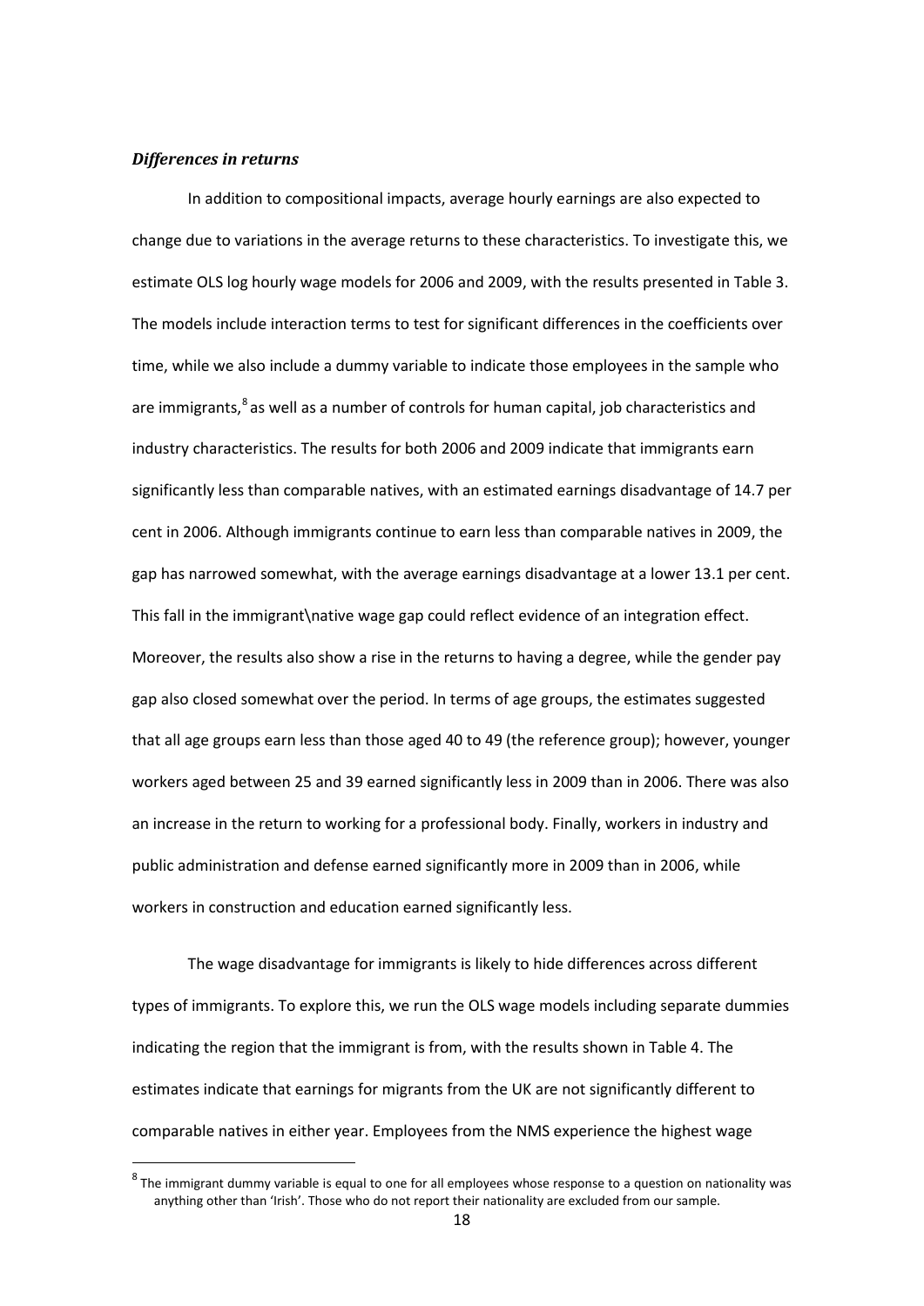### *Differences in returns*

In addition to compositional impacts, average hourly earnings are also expected to change due to variations in the average returns to these characteristics. To investigate this, we estimate OLS log hourly wage models for 2006 and 2009, with the results presented in Table 3. The models include interaction terms to test for significant differences in the coefficients over time, while we also include a dummy variable to indicate those employees in the sample who are immigrants,[8] as well as a number of controls for human capital, job characteristics and industry characteristics. The results for both 2006 and 2009 indicate that immigrants earn significantly less than comparable natives, with an estimated earnings disadvantage of 14.7 per cent in 2006. Although immigrants continue to earn less than comparable natives in 2009, the gap has narrowed somewhat, with the average earnings disadvantage at a lower 13.1 per cent. This fall in the immigrant\native wage gap could reflect evidence of an integration effect. Moreover, the results also show a rise in the returns to having a degree, while the gender pay gap also closed somewhat over the period. In terms of age groups, the estimates suggested that all age groups earn less than those aged 40 to 49 (the reference group); however, younger workers aged between 25 and 39 earned significantly less in 2009 than in 2006. There was also an increase in the return to working for a professional body. Finally, workers in industry and public administration and defense earned significantly more in 2009 than in 2006, while workers in construction and education earned significantly less.

The wage disadvantage for immigrants is likely to hide differences across different types of immigrants. To explore this, we run the OLS wage models including separate dummies indicating the region that the immigrant is from, with the results shown in Table 4. The estimates indicate that earnings for migrants from the UK are not significantly different to comparable natives in either year. Employees from the NMS experience the highest wage

[8] The immigrant dummy variable is equal to one for all employees whose response to a question on nationality was anything other than 'Irish'. Those who do not report their nationality are excluded from our sample.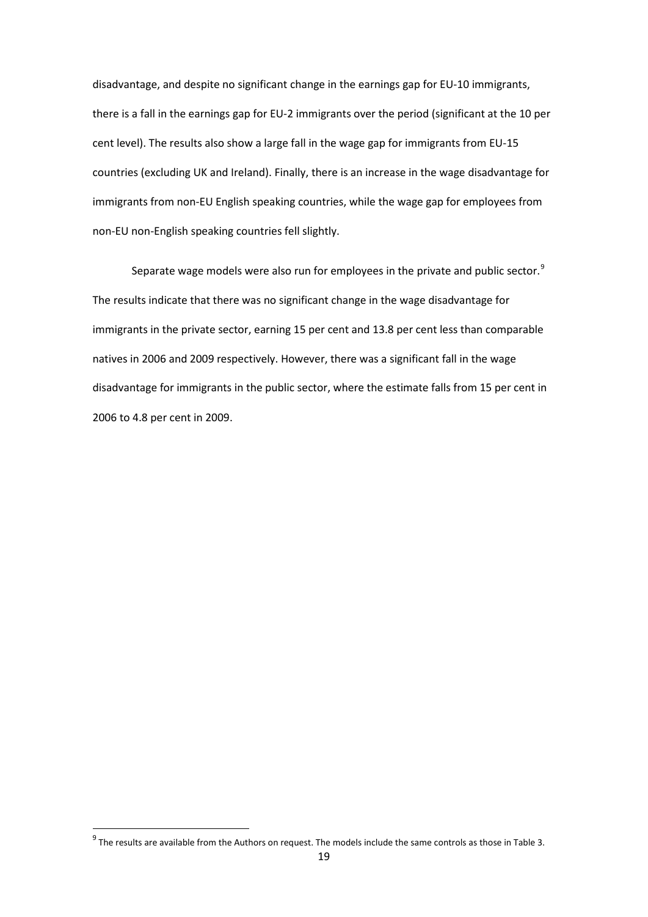disadvantage, and despite no significant change in the earnings gap for EU-10 immigrants, there is a fall in the earnings gap for EU-2 immigrants over the period (significant at the 10 per cent level). The results also show a large fall in the wage gap for immigrants from EU-15 countries (excluding UK and Ireland). Finally, there is an increase in the wage disadvantage for immigrants from non-EU English speaking countries, while the wage gap for employees from non-EU non-English speaking countries fell slightly.

Separate wage models were also run for employees in the private and public sector.[9] The results indicate that there was no significant change in the wage disadvantage for immigrants in the private sector, earning 15 per cent and 13.8 per cent less than comparable natives in 2006 and 2009 respectively. However, there was a significant fall in the wage disadvantage for immigrants in the public sector, where the estimate falls from 15 per cent in 2006 to 4.8 per cent in 2009.

[9] The results are available from the Authors on request. The models include the same controls as those in Table 3.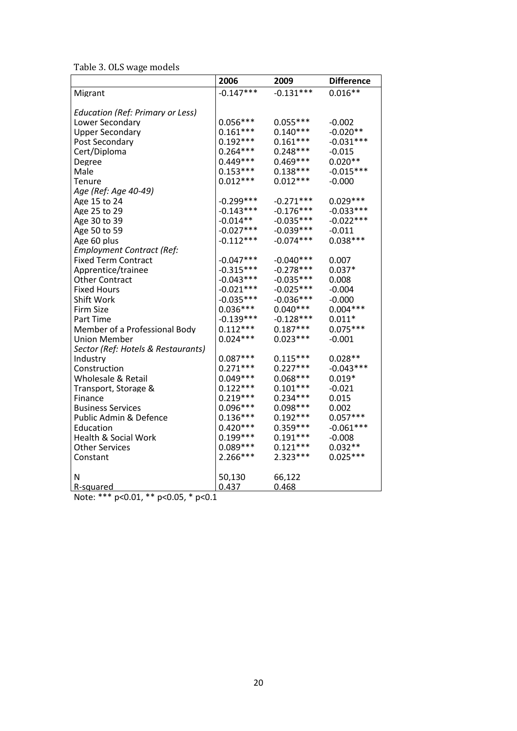Table 3. OLS wage models

| | 2006 | 2009 | Difference |
|---|---|---|---|
| Migrant | -0.147*** | -0.131*** | 0.016** |
| *Education (Ref: Primary or Less)* | | | |
| Lower Secondary | 0.056*** | 0.055*** | -0.002 |
| Upper Secondary | 0.161*** | 0.140*** | -0.020** |
| Post Secondary | 0.192*** | 0.161*** | -0.031*** |
| Cert/Diploma | 0.264*** | 0.248*** | -0.015 |
| Degree | 0.449*** | 0.469*** | 0.020** |
| Male | 0.153*** | 0.138*** | -0.015*** |
| Tenure | 0.012*** | 0.012*** | -0.000 |
| *Age (Ref: Age 40-49)* | | | |
| Age 15 to 24 | -0.299*** | -0.271*** | 0.029*** |
| Age 25 to 29 | -0.143*** | -0.176*** | -0.033*** |
| Age 30 to 39 | -0.014** | -0.035*** | -0.022*** |
| Age 50 to 59 | -0.027*** | -0.039*** | -0.011 |
| Age 60 plus | -0.112*** | -0.074*** | 0.038*** |
| *Employment Contract (Ref:* | | | |
| Fixed Term Contract | -0.047*** | -0.040*** | 0.007 |
| Apprentice/trainee | -0.315*** | -0.278*** | 0.037* |
| Other Contract | -0.043*** | -0.035*** | 0.008 |
| Fixed Hours | -0.021*** | -0.025*** | -0.004 |
| Shift Work | -0.035*** | -0.036*** | -0.000 |
| Firm Size | 0.036*** | 0.040*** | 0.004*** |
| Part Time | -0.139*** | -0.128*** | 0.011* |
| Member of a Professional Body | 0.112*** | 0.187*** | 0.075*** |
| Union Member | 0.024*** | 0.023*** | -0.001 |
| *Sector (Ref: Hotels & Restaurants)* | | | |
| Industry | 0.087*** | 0.115*** | 0.028** |
| Construction | 0.271*** | 0.227*** | -0.043*** |
| Wholesale & Retail | 0.049*** | 0.068*** | 0.019* |
| Transport, Storage & | 0.122*** | 0.101*** | -0.021 |
| Finance | 0.219*** | 0.234*** | 0.015 |
| Business Services | 0.096*** | 0.098*** | 0.002 |
| Public Admin & Defence | 0.136*** | 0.192*** | 0.057*** |
| Education | 0.420*** | 0.359*** | -0.061*** |
| Health & Social Work | 0.199*** | 0.191*** | -0.008 |
| Other Services | 0.089*** | 0.121*** | 0.032** |
| Constant | 2.266*** | 2.323*** | 0.025*** |
| N | 50,130 | 66,122 | |
| R-squared | 0.437 | 0.468 | |

Note: *** p<0.01, ** p<0.05, * p<0.1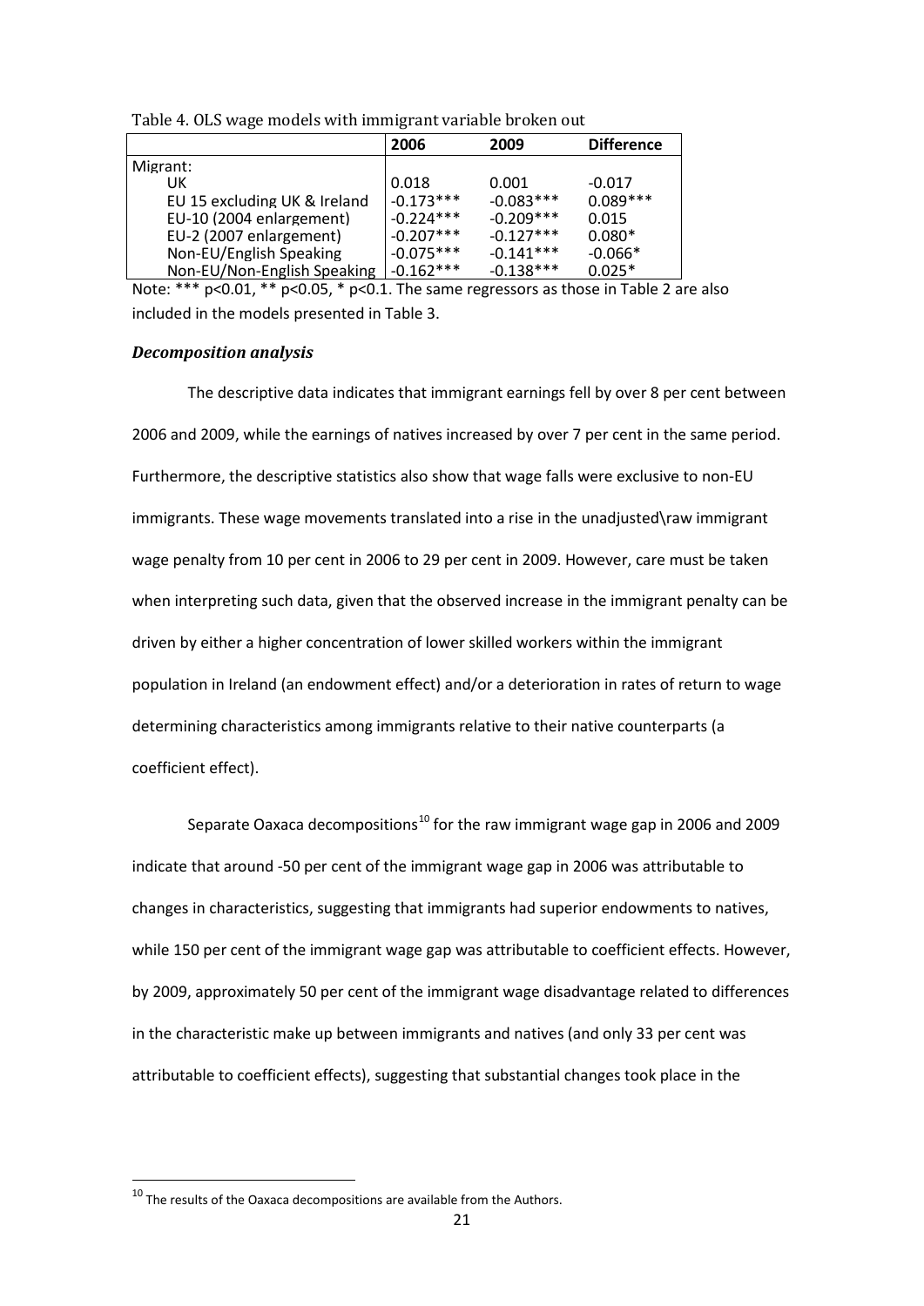Table 4. OLS wage models with immigrant variable broken out

| | 2006 | 2009 | Difference |
|---|---|---|---|
| Migrant: | | | |
| UK | 0.018 | 0.001 | -0.017 |
| EU 15 excluding UK & Ireland | -0.173*** | -0.083*** | 0.089*** |
| EU-10 (2004 enlargement) | -0.224*** | -0.209*** | 0.015 |
| EU-2 (2007 enlargement) | -0.207*** | -0.127*** | 0.080* |
| Non-EU/English Speaking | -0.075*** | -0.141*** | -0.066* |
| Non-EU/Non-English Speaking | -0.162*** | -0.138*** | 0.025* |

Note: *** p<0.01, ** p<0.05, * p<0.1. The same regressors as those in Table 2 are also included in the models presented in Table 3.

### *Decomposition analysis*

The descriptive data indicates that immigrant earnings fell by over 8 per cent between 2006 and 2009, while the earnings of natives increased by over 7 per cent in the same period. Furthermore, the descriptive statistics also show that wage falls were exclusive to non-EU immigrants. These wage movements translated into a rise in the unadjusted\raw immigrant wage penalty from 10 per cent in 2006 to 29 per cent in 2009. However, care must be taken when interpreting such data, given that the observed increase in the immigrant penalty can be driven by either a higher concentration of lower skilled workers within the immigrant population in Ireland (an endowment effect) and/or a deterioration in rates of return to wage determining characteristics among immigrants relative to their native counterparts (a coefficient effect).

Separate Oaxaca decompositions[10] for the raw immigrant wage gap in 2006 and 2009 indicate that around -50 per cent of the immigrant wage gap in 2006 was attributable to changes in characteristics, suggesting that immigrants had superior endowments to natives, while 150 per cent of the immigrant wage gap was attributable to coefficient effects. However, by 2009, approximately 50 per cent of the immigrant wage disadvantage related to differences in the characteristic make up between immigrants and natives (and only 33 per cent was attributable to coefficient effects), suggesting that substantial changes took place in the

[10] The results of the Oaxaca decompositions are available from the Authors.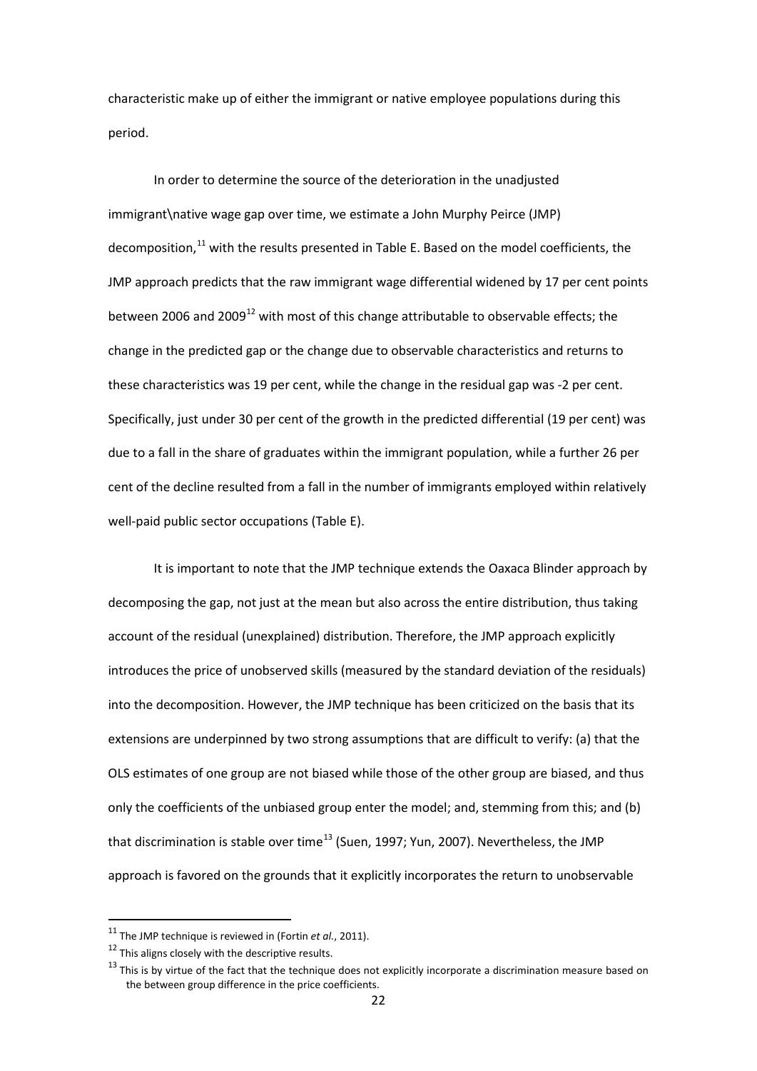characteristic make up of either the immigrant or native employee populations during this period.

In order to determine the source of the deterioration in the unadjusted immigrant\native wage gap over time, we estimate a John Murphy Peirce (JMP) decomposition,[11] with the results presented in Table E. Based on the model coefficients, the JMP approach predicts that the raw immigrant wage differential widened by 17 per cent points between 2006 and 2009[12] with most of this change attributable to observable effects; the change in the predicted gap or the change due to observable characteristics and returns to these characteristics was 19 per cent, while the change in the residual gap was -2 per cent. Specifically, just under 30 per cent of the growth in the predicted differential (19 per cent) was due to a fall in the share of graduates within the immigrant population, while a further 26 per cent of the decline resulted from a fall in the number of immigrants employed within relatively well-paid public sector occupations (Table E).

It is important to note that the JMP technique extends the Oaxaca Blinder approach by decomposing the gap, not just at the mean but also across the entire distribution, thus taking account of the residual (unexplained) distribution. Therefore, the JMP approach explicitly introduces the price of unobserved skills (measured by the standard deviation of the residuals) into the decomposition. However, the JMP technique has been criticized on the basis that its extensions are underpinned by two strong assumptions that are difficult to verify: (a) that the OLS estimates of one group are not biased while those of the other group are biased, and thus only the coefficients of the unbiased group enter the model; and, stemming from this; and (b) that discrimination is stable over time[13] (Suen, 1997; Yun, 2007). Nevertheless, the JMP approach is favored on the grounds that it explicitly incorporates the return to unobservable

---

[11] The JMP technique is reviewed in (Fortin *et al.*, 2011).

[12] This aligns closely with the descriptive results.

[13] This is by virtue of the fact that the technique does not explicitly incorporate a discrimination measure based on the between group difference in the price coefficients.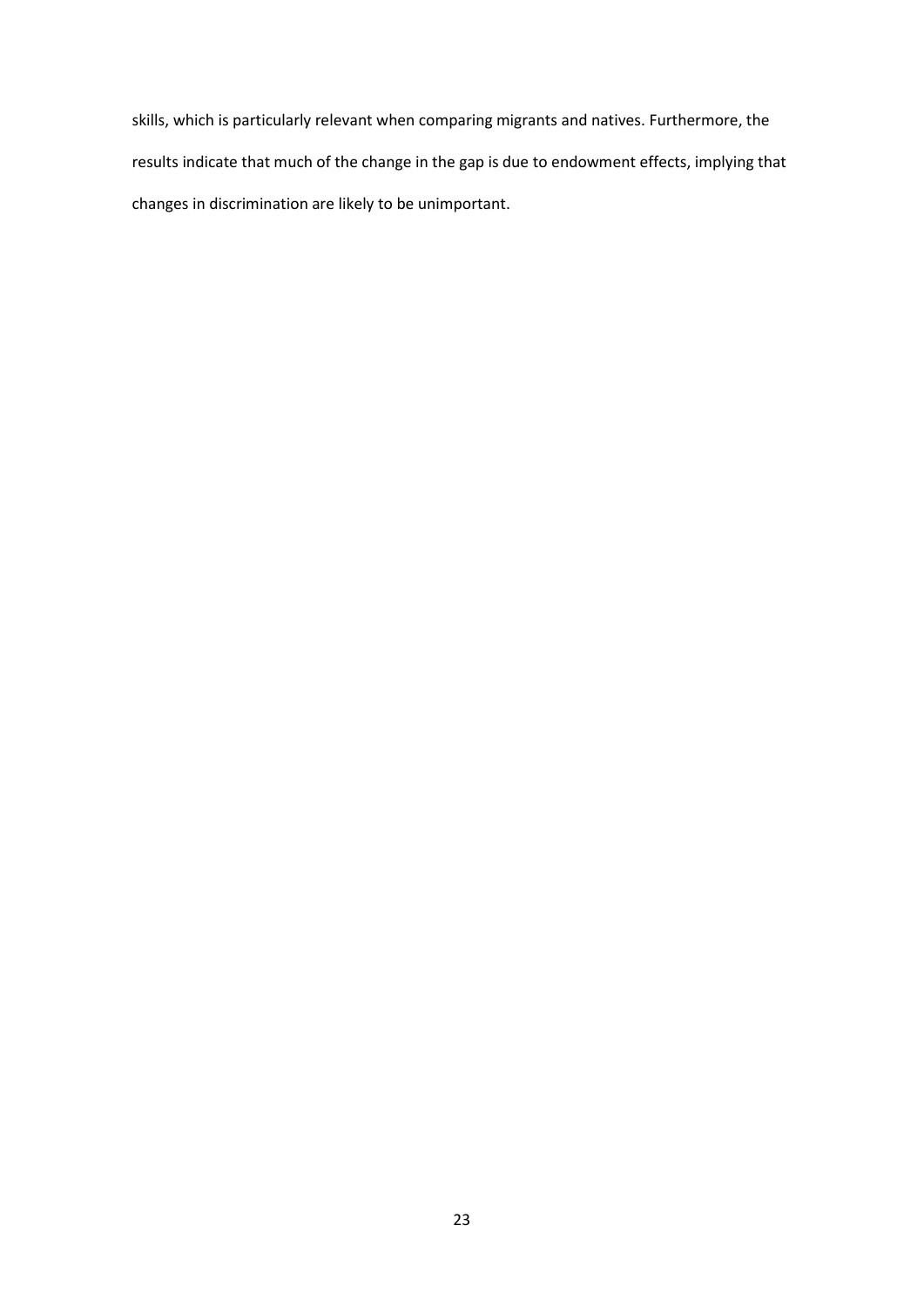skills, which is particularly relevant when comparing migrants and natives. Furthermore, the results indicate that much of the change in the gap is due to endowment effects, implying that changes in discrimination are likely to be unimportant.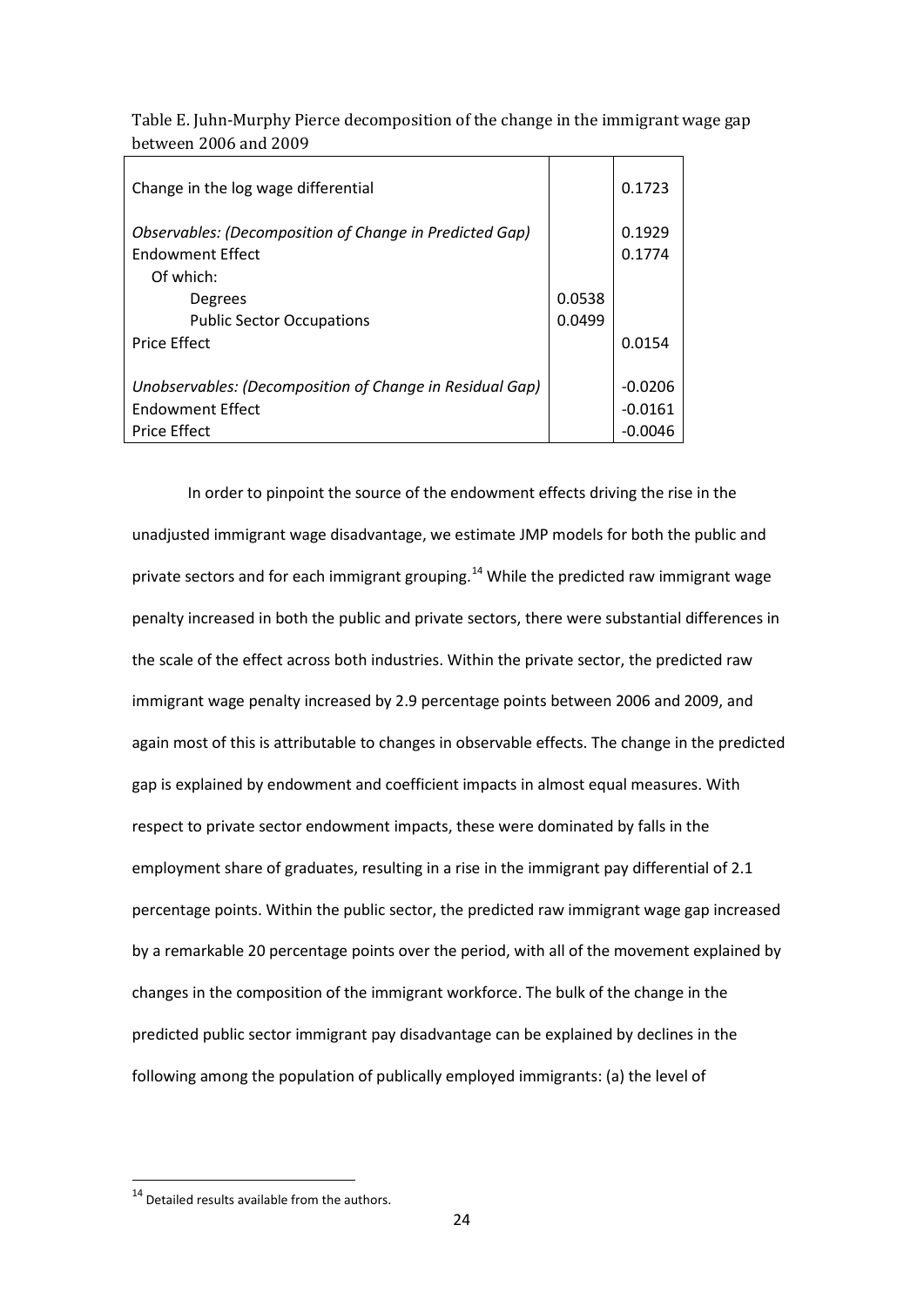Table E. Juhn-Murphy Pierce decomposition of the change in the immigrant wage gap between 2006 and 2009

| | | |
|---|---|---|
| Change in the log wage differential | | 0.1723 |
| *Observables: (Decomposition of Change in Predicted Gap)* | | 0.1929 |
| Endowment Effect | | 0.1774 |
| Of which: | | |
| Degrees | 0.0538 | |
| Public Sector Occupations | 0.0499 | |
| Price Effect | | 0.0154 |
| *Unobservables: (Decomposition of Change in Residual Gap)* | | -0.0206 |
| Endowment Effect | | -0.0161 |
| Price Effect | | -0.0046 |

In order to pinpoint the source of the endowment effects driving the rise in the unadjusted immigrant wage disadvantage, we estimate JMP models for both the public and private sectors and for each immigrant grouping.[14] While the predicted raw immigrant wage penalty increased in both the public and private sectors, there were substantial differences in the scale of the effect across both industries. Within the private sector, the predicted raw immigrant wage penalty increased by 2.9 percentage points between 2006 and 2009, and again most of this is attributable to changes in observable effects. The change in the predicted gap is explained by endowment and coefficient impacts in almost equal measures. With respect to private sector endowment impacts, these were dominated by falls in the employment share of graduates, resulting in a rise in the immigrant pay differential of 2.1 percentage points. Within the public sector, the predicted raw immigrant wage gap increased by a remarkable 20 percentage points over the period, with all of the movement explained by changes in the composition of the immigrant workforce. The bulk of the change in the predicted public sector immigrant pay disadvantage can be explained by declines in the following among the population of publically employed immigrants: (a) the level of

[14] Detailed results available from the authors.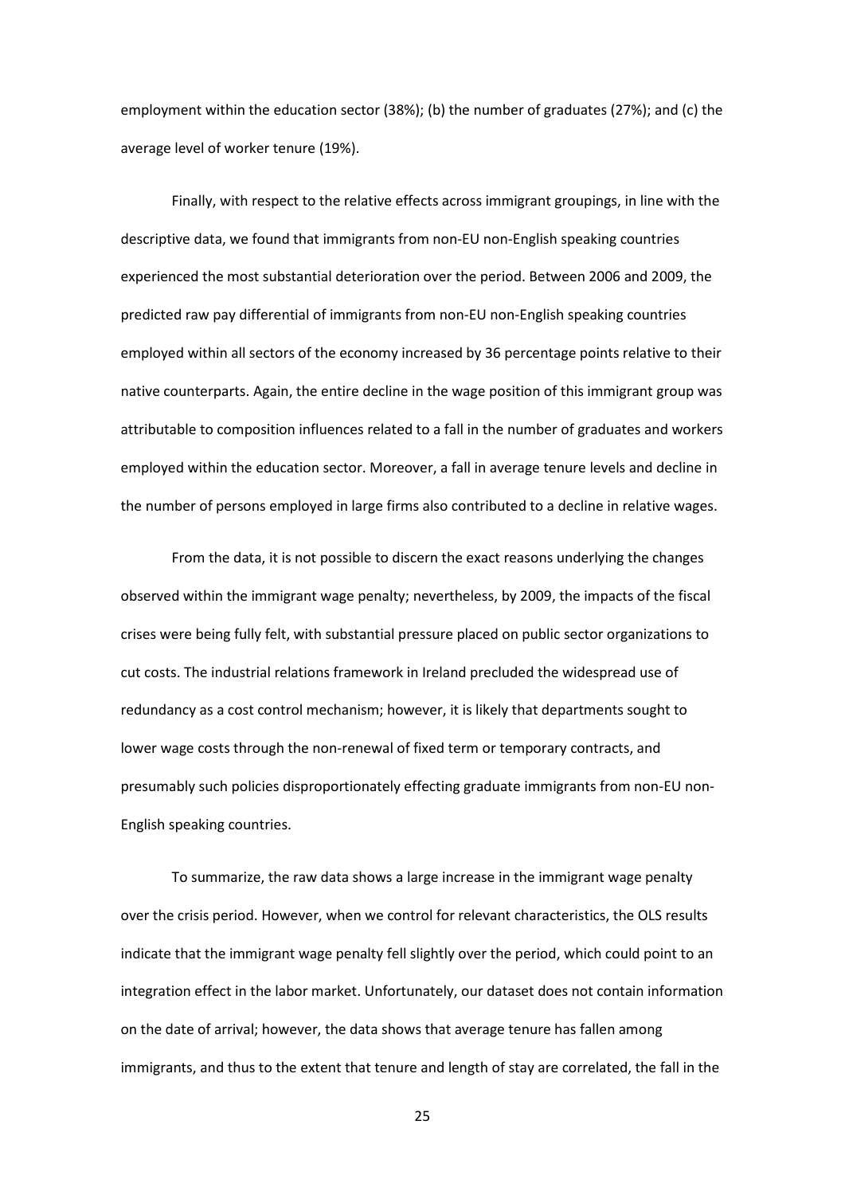employment within the education sector (38%); (b) the number of graduates (27%); and (c) the average level of worker tenure (19%).

Finally, with respect to the relative effects across immigrant groupings, in line with the descriptive data, we found that immigrants from non-EU non-English speaking countries experienced the most substantial deterioration over the period. Between 2006 and 2009, the predicted raw pay differential of immigrants from non-EU non-English speaking countries employed within all sectors of the economy increased by 36 percentage points relative to their native counterparts. Again, the entire decline in the wage position of this immigrant group was attributable to composition influences related to a fall in the number of graduates and workers employed within the education sector. Moreover, a fall in average tenure levels and decline in the number of persons employed in large firms also contributed to a decline in relative wages.

From the data, it is not possible to discern the exact reasons underlying the changes observed within the immigrant wage penalty; nevertheless, by 2009, the impacts of the fiscal crises were being fully felt, with substantial pressure placed on public sector organizations to cut costs. The industrial relations framework in Ireland precluded the widespread use of redundancy as a cost control mechanism; however, it is likely that departments sought to lower wage costs through the non-renewal of fixed term or temporary contracts, and presumably such policies disproportionately effecting graduate immigrants from non-EU non-English speaking countries.

To summarize, the raw data shows a large increase in the immigrant wage penalty over the crisis period. However, when we control for relevant characteristics, the OLS results indicate that the immigrant wage penalty fell slightly over the period, which could point to an integration effect in the labor market. Unfortunately, our dataset does not contain information on the date of arrival; however, the data shows that average tenure has fallen among immigrants, and thus to the extent that tenure and length of stay are correlated, the fall in the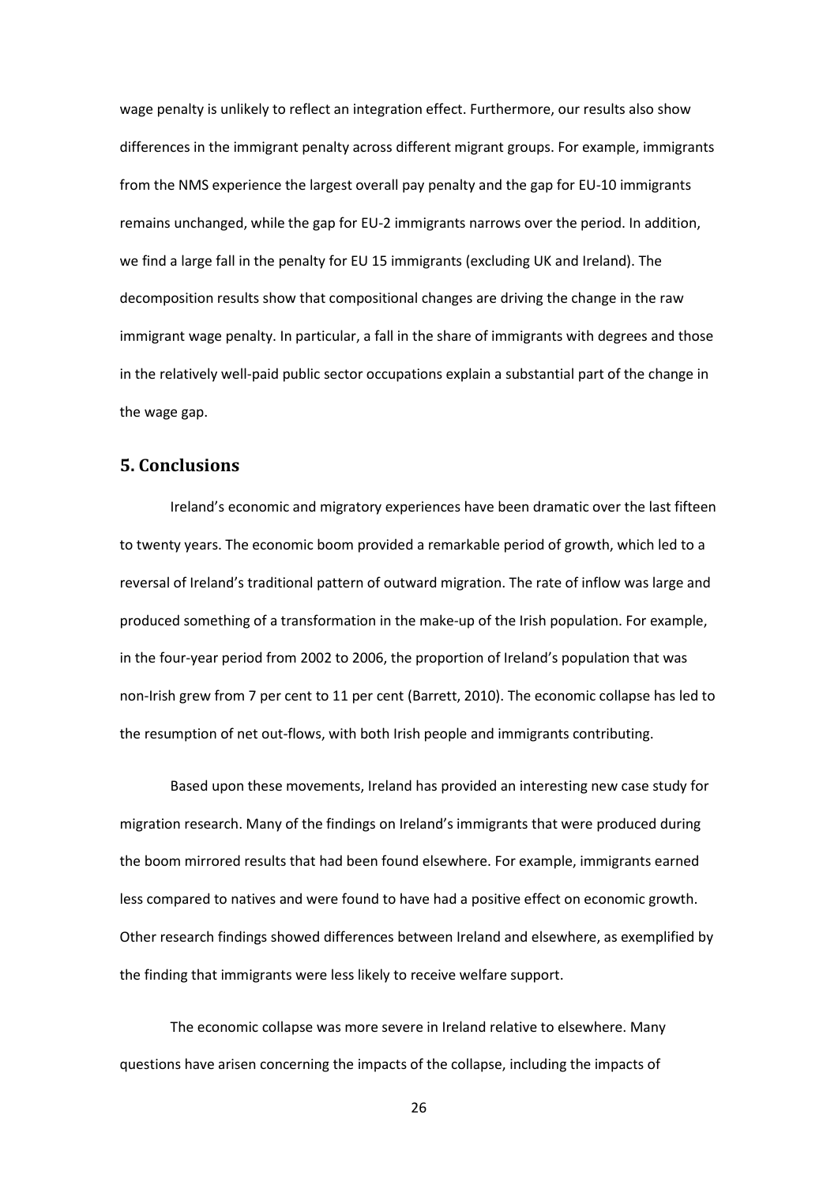wage penalty is unlikely to reflect an integration effect. Furthermore, our results also show differences in the immigrant penalty across different migrant groups. For example, immigrants from the NMS experience the largest overall pay penalty and the gap for EU-10 immigrants remains unchanged, while the gap for EU-2 immigrants narrows over the period. In addition, we find a large fall in the penalty for EU 15 immigrants (excluding UK and Ireland). The decomposition results show that compositional changes are driving the change in the raw immigrant wage penalty. In particular, a fall in the share of immigrants with degrees and those in the relatively well-paid public sector occupations explain a substantial part of the change in the wage gap.

## 5. Conclusions

Ireland's economic and migratory experiences have been dramatic over the last fifteen to twenty years. The economic boom provided a remarkable period of growth, which led to a reversal of Ireland's traditional pattern of outward migration. The rate of inflow was large and produced something of a transformation in the make-up of the Irish population. For example, in the four-year period from 2002 to 2006, the proportion of Ireland's population that was non-Irish grew from 7 per cent to 11 per cent (Barrett, 2010). The economic collapse has led to the resumption of net out-flows, with both Irish people and immigrants contributing.

Based upon these movements, Ireland has provided an interesting new case study for migration research. Many of the findings on Ireland's immigrants that were produced during the boom mirrored results that had been found elsewhere. For example, immigrants earned less compared to natives and were found to have had a positive effect on economic growth. Other research findings showed differences between Ireland and elsewhere, as exemplified by the finding that immigrants were less likely to receive welfare support.

The economic collapse was more severe in Ireland relative to elsewhere. Many questions have arisen concerning the impacts of the collapse, including the impacts of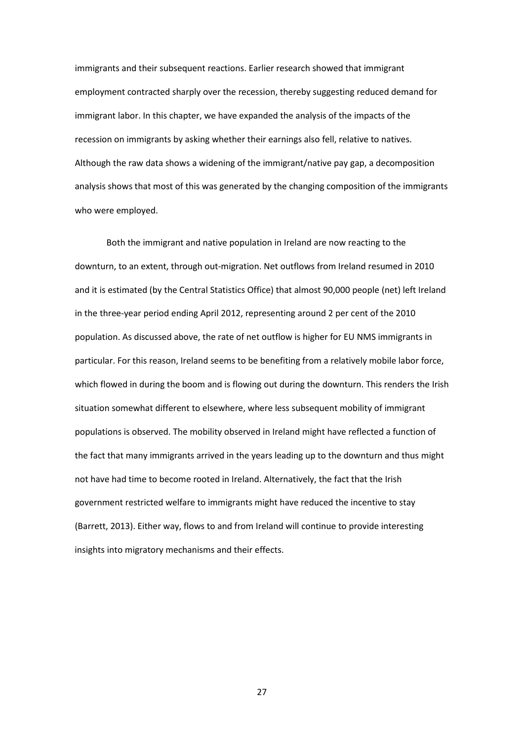immigrants and their subsequent reactions. Earlier research showed that immigrant employment contracted sharply over the recession, thereby suggesting reduced demand for immigrant labor. In this chapter, we have expanded the analysis of the impacts of the recession on immigrants by asking whether their earnings also fell, relative to natives. Although the raw data shows a widening of the immigrant/native pay gap, a decomposition analysis shows that most of this was generated by the changing composition of the immigrants who were employed.

Both the immigrant and native population in Ireland are now reacting to the downturn, to an extent, through out-migration. Net outflows from Ireland resumed in 2010 and it is estimated (by the Central Statistics Office) that almost 90,000 people (net) left Ireland in the three-year period ending April 2012, representing around 2 per cent of the 2010 population. As discussed above, the rate of net outflow is higher for EU NMS immigrants in particular. For this reason, Ireland seems to be benefiting from a relatively mobile labor force, which flowed in during the boom and is flowing out during the downturn. This renders the Irish situation somewhat different to elsewhere, where less subsequent mobility of immigrant populations is observed. The mobility observed in Ireland might have reflected a function of the fact that many immigrants arrived in the years leading up to the downturn and thus might not have had time to become rooted in Ireland. Alternatively, the fact that the Irish government restricted welfare to immigrants might have reduced the incentive to stay (Barrett, 2013). Either way, flows to and from Ireland will continue to provide interesting insights into migratory mechanisms and their effects.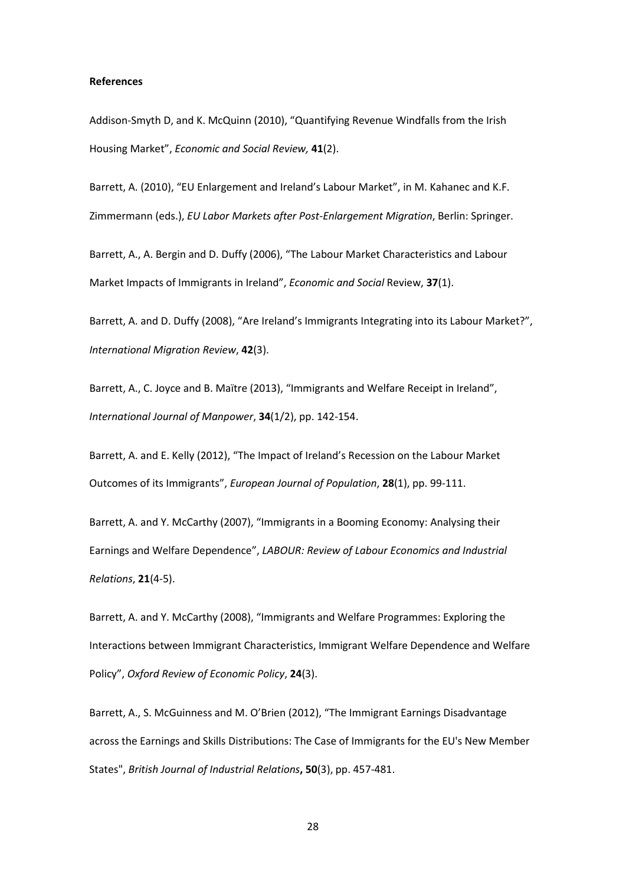**References**

Addison-Smyth D, and K. McQuinn (2010), "Quantifying Revenue Windfalls from the Irish Housing Market", *Economic and Social Review,* **41**(2).

Barrett, A. (2010), "EU Enlargement and Ireland's Labour Market", in M. Kahanec and K.F. Zimmermann (eds.), *EU Labor Markets after Post-Enlargement Migration*, Berlin: Springer.

Barrett, A., A. Bergin and D. Duffy (2006), "The Labour Market Characteristics and Labour Market Impacts of Immigrants in Ireland", *Economic and Social* Review, **37**(1).

Barrett, A. and D. Duffy (2008), "Are Ireland's Immigrants Integrating into its Labour Market?", *International Migration Review*, **42**(3).

Barrett, A., C. Joyce and B. Maïtre (2013), "Immigrants and Welfare Receipt in Ireland", *International Journal of Manpower*, **34**(1/2), pp. 142-154.

Barrett, A. and E. Kelly (2012), "The Impact of Ireland's Recession on the Labour Market Outcomes of its Immigrants", *European Journal of Population*, **28**(1), pp. 99-111.

Barrett, A. and Y. McCarthy (2007), "Immigrants in a Booming Economy: Analysing their Earnings and Welfare Dependence", *LABOUR: Review of Labour Economics and Industrial Relations*, **21**(4-5).

Barrett, A. and Y. McCarthy (2008), "Immigrants and Welfare Programmes: Exploring the Interactions between Immigrant Characteristics, Immigrant Welfare Dependence and Welfare Policy", *Oxford Review of Economic Policy*, **24**(3).

Barrett, A., S. McGuinness and M. O'Brien (2012), "The Immigrant Earnings Disadvantage across the Earnings and Skills Distributions: The Case of Immigrants for the EU's New Member States", *British Journal of Industrial Relations***, 50**(3), pp. 457-481.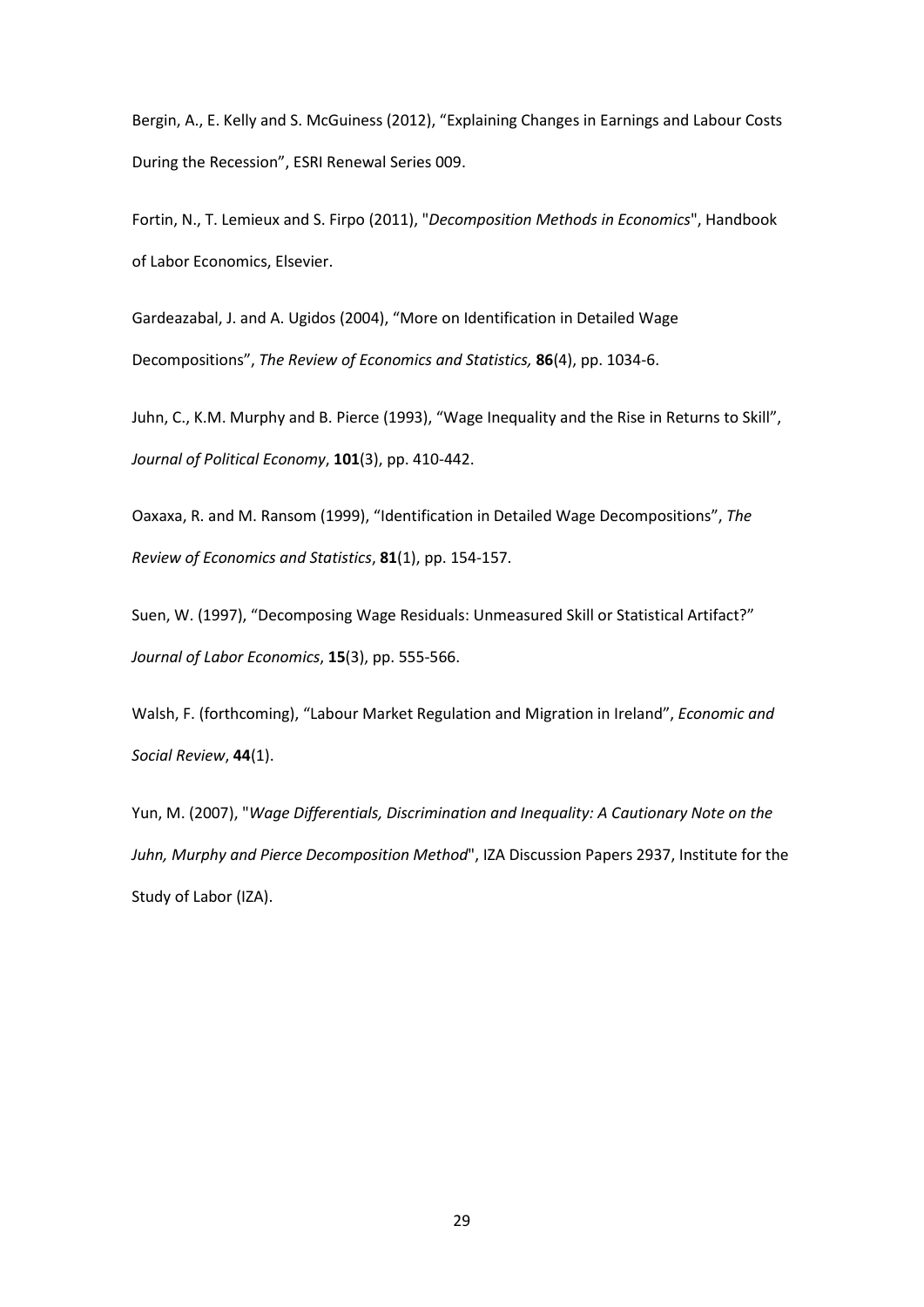Bergin, A., E. Kelly and S. McGuiness (2012), "Explaining Changes in Earnings and Labour Costs During the Recession", ESRI Renewal Series 009.

Fortin, N., T. Lemieux and S. Firpo (2011), "*Decomposition Methods in Economics*", Handbook of Labor Economics, Elsevier.

Gardeazabal, J. and A. Ugidos (2004), "More on Identification in Detailed Wage Decompositions", *The Review of Economics and Statistics,* **86**(4), pp. 1034-6.

Juhn, C., K.M. Murphy and B. Pierce (1993), "Wage Inequality and the Rise in Returns to Skill", *Journal of Political Economy*, **101**(3), pp. 410-442.

Oaxaca, R. and M. Ransom (1999), "Identification in Detailed Wage Decompositions", *The Review of Economics and Statistics*, **81**(1), pp. 154-157.

Suen, W. (1997), "Decomposing Wage Residuals: Unmeasured Skill or Statistical Artifact?" *Journal of Labor Economics*, **15**(3), pp. 555-566.

Walsh, F. (forthcoming), "Labour Market Regulation and Migration in Ireland", *Economic and Social Review*, **44**(1).

Yun, M. (2007), "*Wage Differentials, Discrimination and Inequality: A Cautionary Note on the Juhn, Murphy and Pierce Decomposition Method*", IZA Discussion Papers 2937, Institute for the Study of Labor (IZA).